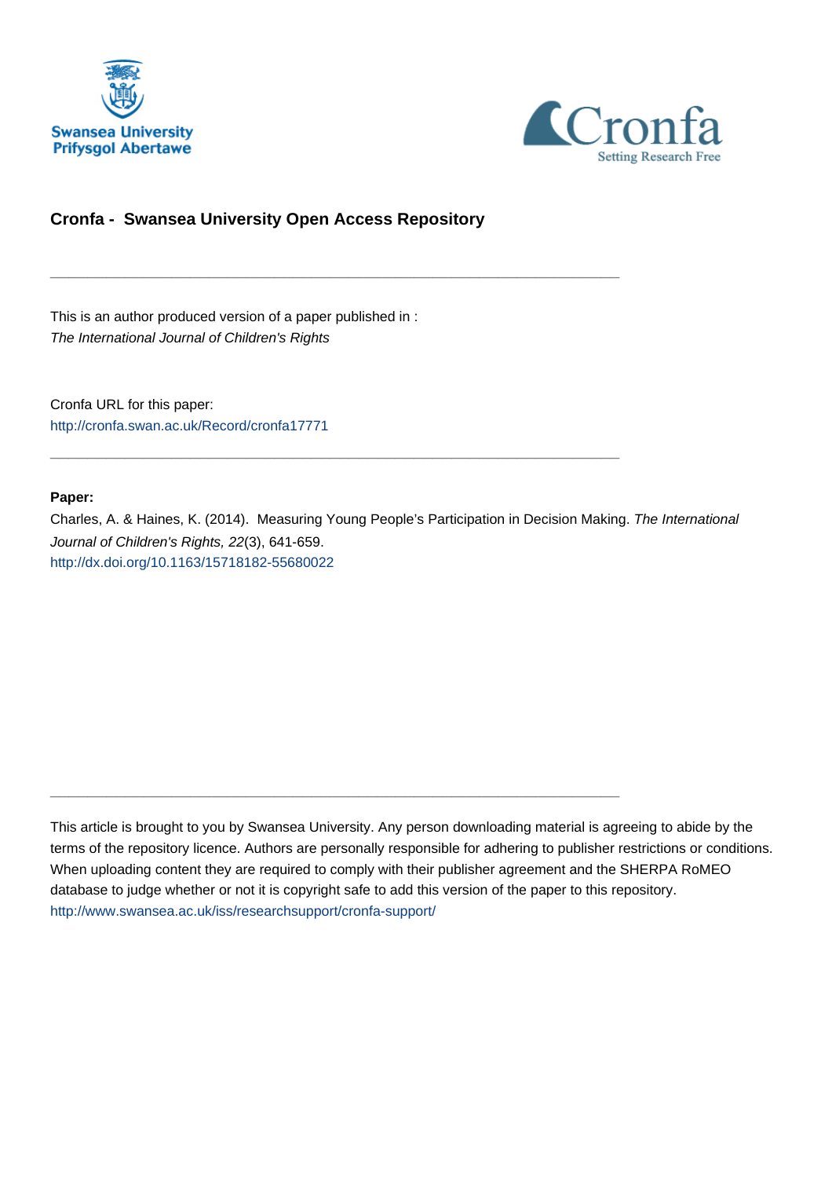Swansea University
Prifysgol Abertawe

Cronfa
Setting Research Free

## Cronfa - Swansea University Open Access Repository

---

This is an author produced version of a paper published in :
*The International Journal of Children's Rights*

Cronfa URL for this paper:
http://cronfa.swan.ac.uk/Record/cronfa17771

---

**Paper:**
Charles, A. & Haines, K. (2014). Measuring Young People's Participation in Decision Making. *The International Journal of Children's Rights, 22*(3), 641-659.
http://dx.doi.org/10.1163/15718182-55680022

---

This article is brought to you by Swansea University. Any person downloading material is agreeing to abide by the terms of the repository licence. Authors are personally responsible for adhering to publisher restrictions or conditions. When uploading content they are required to comply with their publisher agreement and the SHERPA RoMEO database to judge whether or not it is copyright safe to add this version of the paper to this repository.
http://www.swansea.ac.uk/iss/researchsupport/cronfa-support/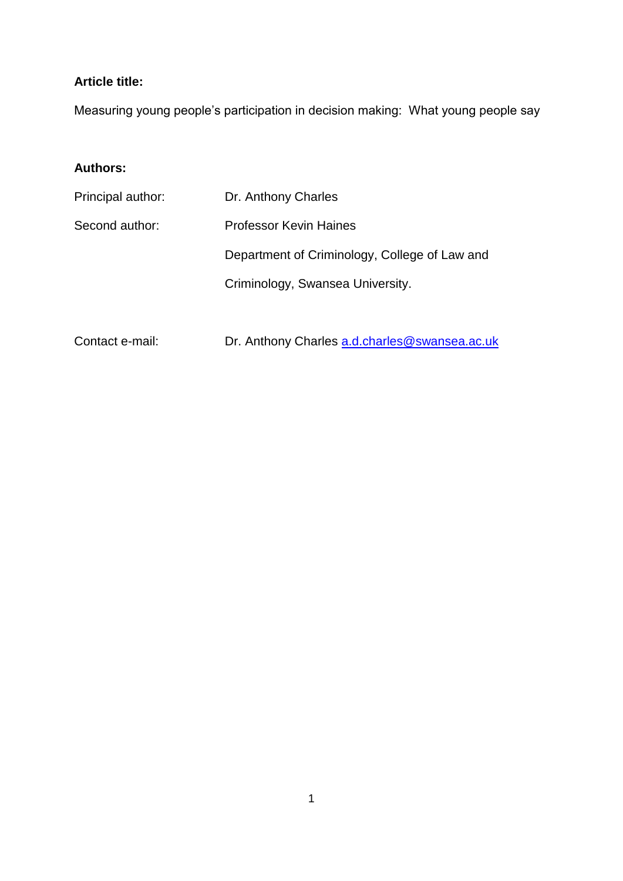**Article title:**

Measuring young people's participation in decision making: What young people say

**Authors:**

Principal author: Dr. Anthony Charles

Second author: Professor Kevin Haines

Department of Criminology, College of Law and Criminology, Swansea University.

Contact e-mail: Dr. Anthony Charles [a.d.charles@swansea.ac.uk](mailto:a.d.charles@swansea.ac.uk)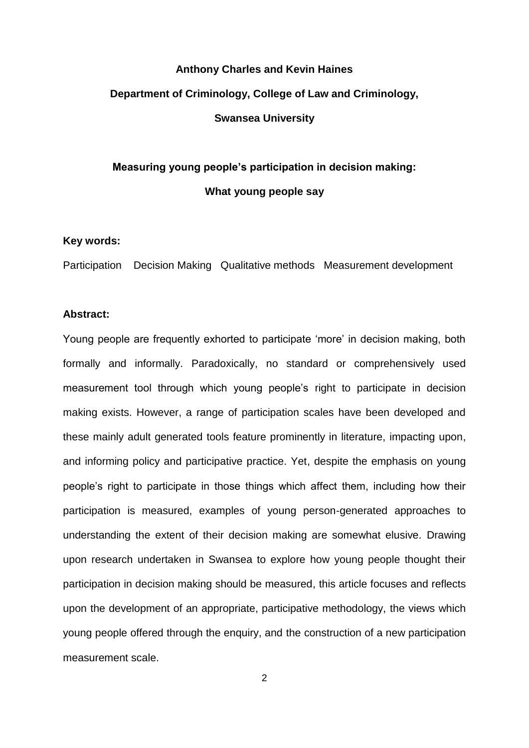**Anthony Charles and Kevin Haines**

**Department of Criminology, College of Law and Criminology,**

**Swansea University**

# Measuring young people's participation in decision making: What young people say

**Key words:**

Participation Decision Making Qualitative methods Measurement development

**Abstract:**

Young people are frequently exhorted to participate 'more' in decision making, both formally and informally. Paradoxically, no standard or comprehensively used measurement tool through which young people's right to participate in decision making exists. However, a range of participation scales have been developed and these mainly adult generated tools feature prominently in literature, impacting upon, and informing policy and participative practice. Yet, despite the emphasis on young people's right to participate in those things which affect them, including how their participation is measured, examples of young person-generated approaches to understanding the extent of their decision making are somewhat elusive. Drawing upon research undertaken in Swansea to explore how young people thought their participation in decision making should be measured, this article focuses and reflects upon the development of an appropriate, participative methodology, the views which young people offered through the enquiry, and the construction of a new participation measurement scale.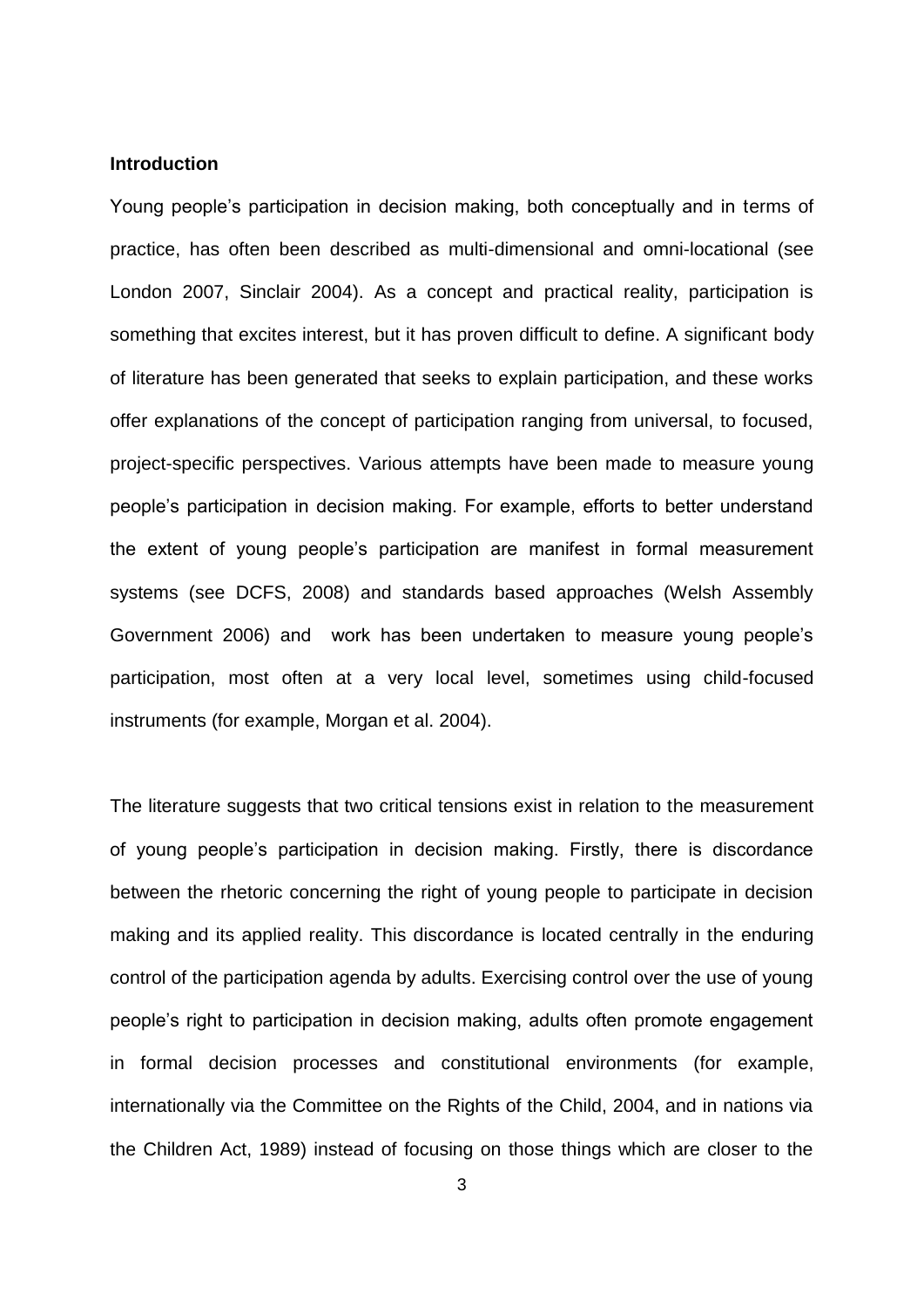## Introduction

Young people's participation in decision making, both conceptually and in terms of practice, has often been described as multi-dimensional and omni-locational (see London 2007, Sinclair 2004). As a concept and practical reality, participation is something that excites interest, but it has proven difficult to define. A significant body of literature has been generated that seeks to explain participation, and these works offer explanations of the concept of participation ranging from universal, to focused, project-specific perspectives. Various attempts have been made to measure young people's participation in decision making. For example, efforts to better understand the extent of young people's participation are manifest in formal measurement systems (see DCFS, 2008) and standards based approaches (Welsh Assembly Government 2006) and work has been undertaken to measure young people's participation, most often at a very local level, sometimes using child-focused instruments (for example, Morgan et al. 2004).

The literature suggests that two critical tensions exist in relation to the measurement of young people's participation in decision making. Firstly, there is discordance between the rhetoric concerning the right of young people to participate in decision making and its applied reality. This discordance is located centrally in the enduring control of the participation agenda by adults. Exercising control over the use of young people's right to participation in decision making, adults often promote engagement in formal decision processes and constitutional environments (for example, internationally via the Committee on the Rights of the Child, 2004, and in nations via the Children Act, 1989) instead of focusing on those things which are closer to the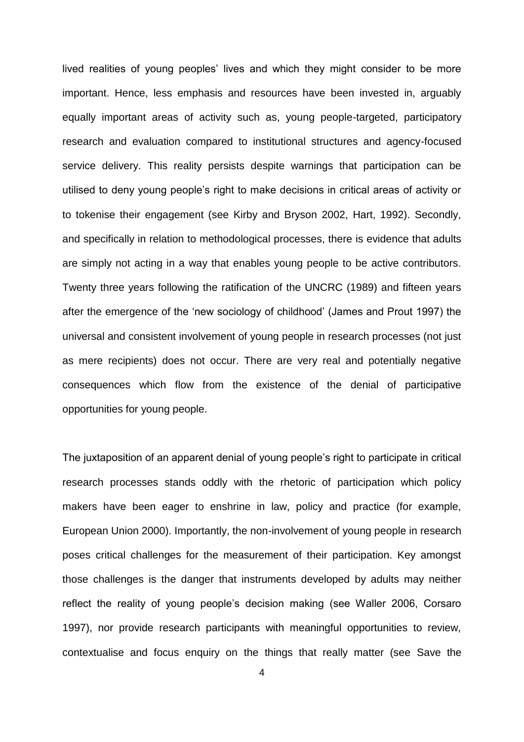lived realities of young peoples' lives and which they might consider to be more important. Hence, less emphasis and resources have been invested in, arguably equally important areas of activity such as, young people-targeted, participatory research and evaluation compared to institutional structures and agency-focused service delivery. This reality persists despite warnings that participation can be utilised to deny young people's right to make decisions in critical areas of activity or to tokenise their engagement (see Kirby and Bryson 2002, Hart, 1992). Secondly, and specifically in relation to methodological processes, there is evidence that adults are simply not acting in a way that enables young people to be active contributors. Twenty three years following the ratification of the UNCRC (1989) and fifteen years after the emergence of the 'new sociology of childhood' (James and Prout 1997) the universal and consistent involvement of young people in research processes (not just as mere recipients) does not occur. There are very real and potentially negative consequences which flow from the existence of the denial of participative opportunities for young people.

The juxtaposition of an apparent denial of young people's right to participate in critical research processes stands oddly with the rhetoric of participation which policy makers have been eager to enshrine in law, policy and practice (for example, European Union 2000). Importantly, the non-involvement of young people in research poses critical challenges for the measurement of their participation. Key amongst those challenges is the danger that instruments developed by adults may neither reflect the reality of young people's decision making (see Waller 2006, Corsaro 1997), nor provide research participants with meaningful opportunities to review, contextualise and focus enquiry on the things that really matter (see Save the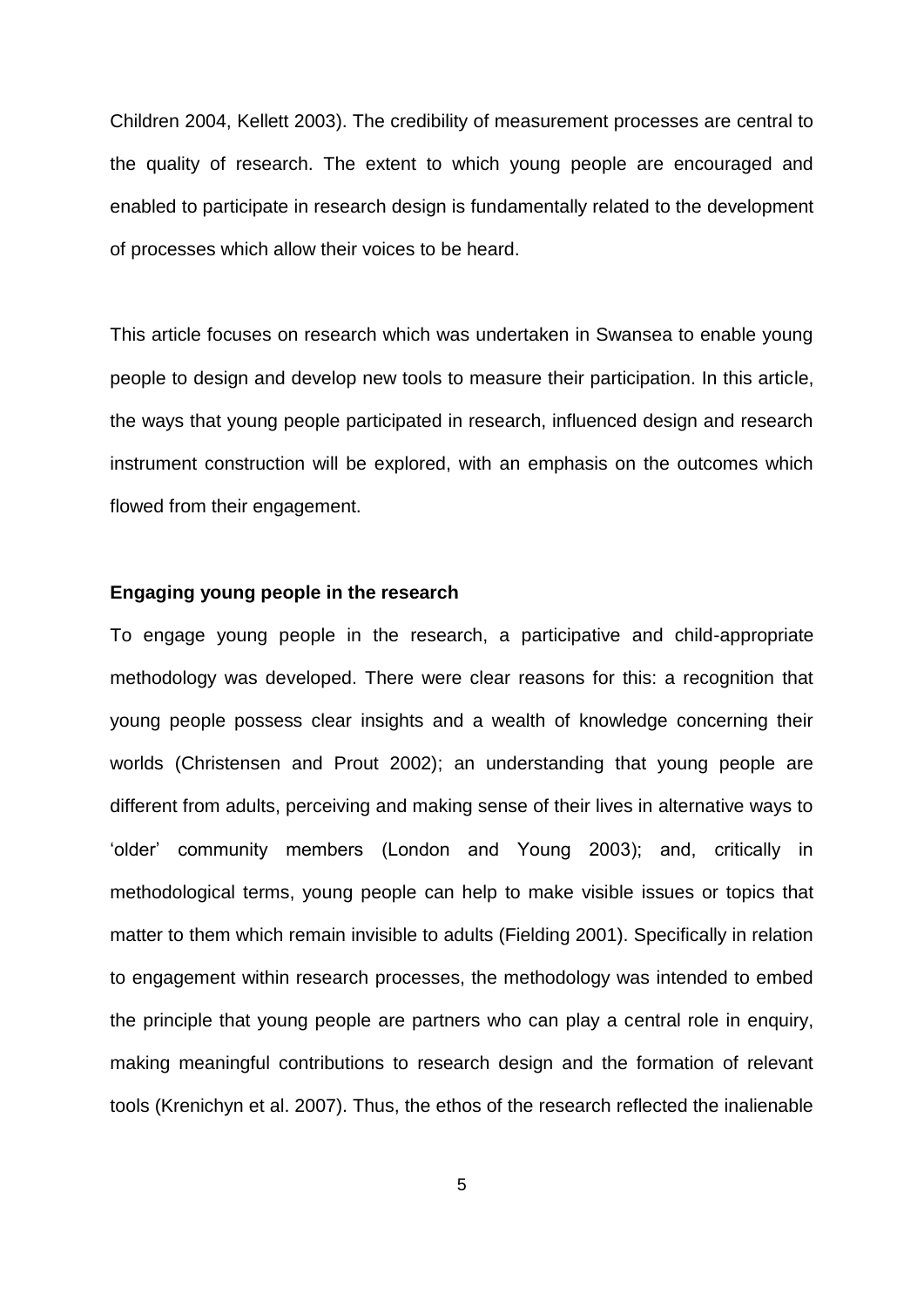Children 2004, Kellett 2003). The credibility of measurement processes are central to the quality of research. The extent to which young people are encouraged and enabled to participate in research design is fundamentally related to the development of processes which allow their voices to be heard.

This article focuses on research which was undertaken in Swansea to enable young people to design and develop new tools to measure their participation. In this article, the ways that young people participated in research, influenced design and research instrument construction will be explored, with an emphasis on the outcomes which flowed from their engagement.

**Engaging young people in the research**

To engage young people in the research, a participative and child-appropriate methodology was developed. There were clear reasons for this: a recognition that young people possess clear insights and a wealth of knowledge concerning their worlds (Christensen and Prout 2002); an understanding that young people are different from adults, perceiving and making sense of their lives in alternative ways to 'older' community members (London and Young 2003); and, critically in methodological terms, young people can help to make visible issues or topics that matter to them which remain invisible to adults (Fielding 2001). Specifically in relation to engagement within research processes, the methodology was intended to embed the principle that young people are partners who can play a central role in enquiry, making meaningful contributions to research design and the formation of relevant tools (Krenichyn et al. 2007). Thus, the ethos of the research reflected the inalienable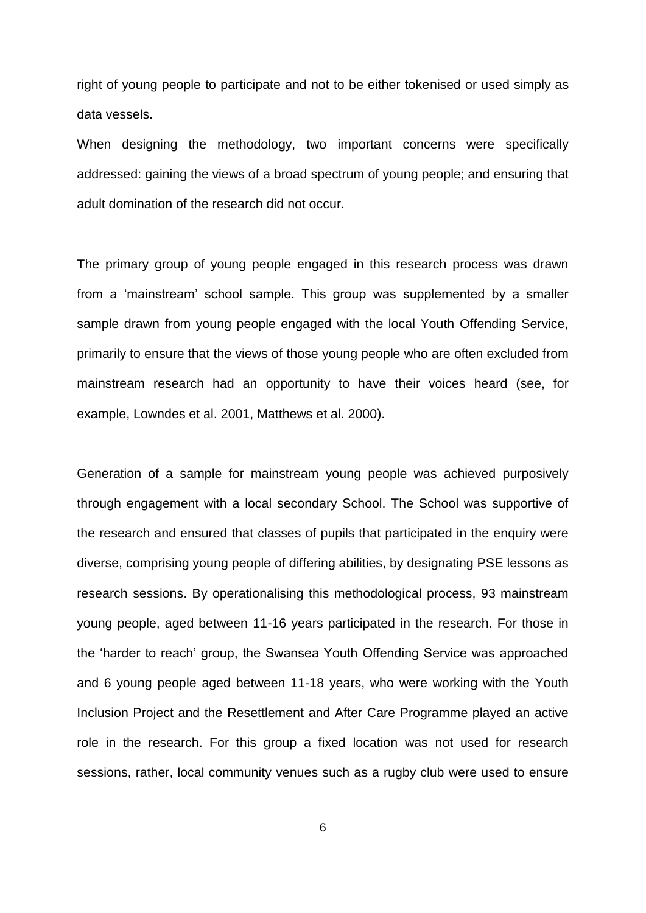right of young people to participate and not to be either tokenised or used simply as data vessels.

When designing the methodology, two important concerns were specifically addressed: gaining the views of a broad spectrum of young people; and ensuring that adult domination of the research did not occur.

The primary group of young people engaged in this research process was drawn from a 'mainstream' school sample. This group was supplemented by a smaller sample drawn from young people engaged with the local Youth Offending Service, primarily to ensure that the views of those young people who are often excluded from mainstream research had an opportunity to have their voices heard (see, for example, Lowndes et al. 2001, Matthews et al. 2000).

Generation of a sample for mainstream young people was achieved purposively through engagement with a local secondary School. The School was supportive of the research and ensured that classes of pupils that participated in the enquiry were diverse, comprising young people of differing abilities, by designating PSE lessons as research sessions. By operationalising this methodological process, 93 mainstream young people, aged between 11-16 years participated in the research. For those in the 'harder to reach' group, the Swansea Youth Offending Service was approached and 6 young people aged between 11-18 years, who were working with the Youth Inclusion Project and the Resettlement and After Care Programme played an active role in the research. For this group a fixed location was not used for research sessions, rather, local community venues such as a rugby club were used to ensure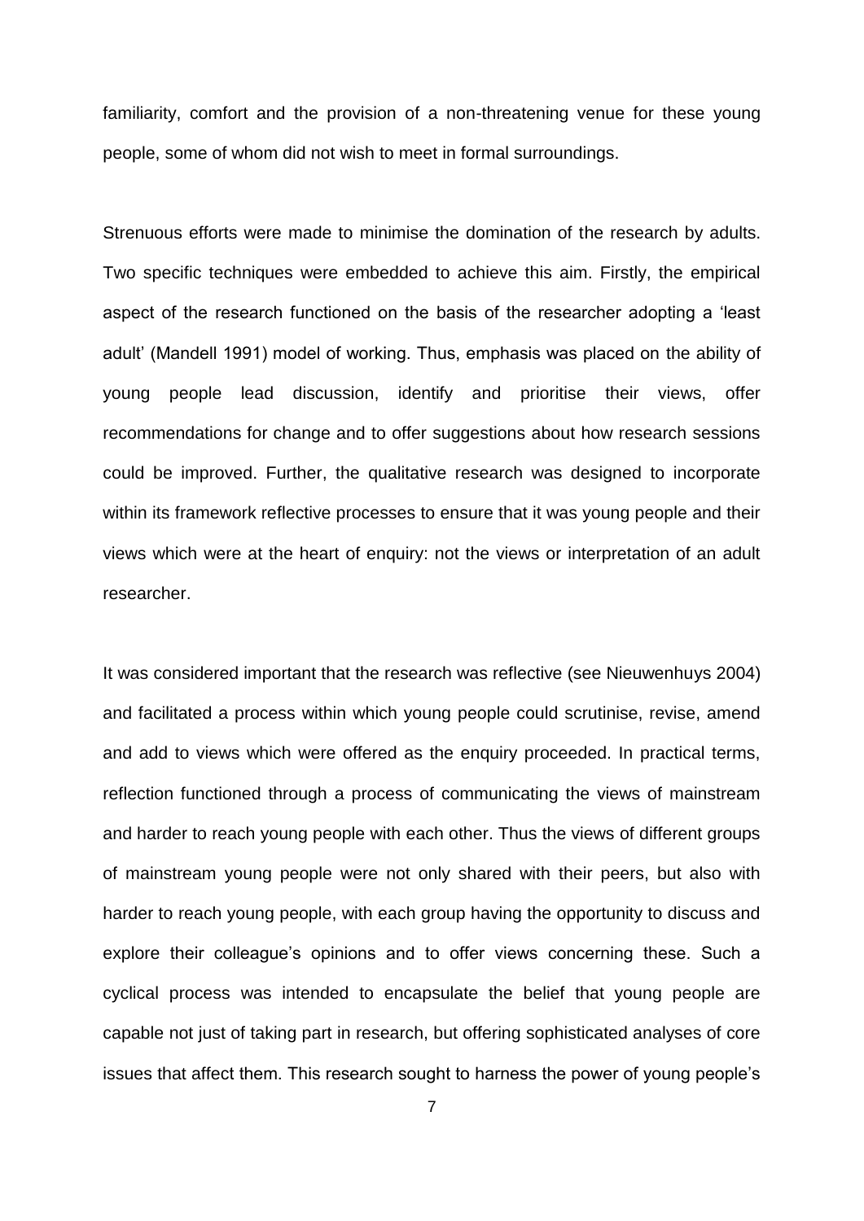familiarity, comfort and the provision of a non-threatening venue for these young people, some of whom did not wish to meet in formal surroundings.

Strenuous efforts were made to minimise the domination of the research by adults. Two specific techniques were embedded to achieve this aim. Firstly, the empirical aspect of the research functioned on the basis of the researcher adopting a 'least adult' (Mandell 1991) model of working. Thus, emphasis was placed on the ability of young people lead discussion, identify and prioritise their views, offer recommendations for change and to offer suggestions about how research sessions could be improved. Further, the qualitative research was designed to incorporate within its framework reflective processes to ensure that it was young people and their views which were at the heart of enquiry: not the views or interpretation of an adult researcher.

It was considered important that the research was reflective (see Nieuwenhuys 2004) and facilitated a process within which young people could scrutinise, revise, amend and add to views which were offered as the enquiry proceeded. In practical terms, reflection functioned through a process of communicating the views of mainstream and harder to reach young people with each other. Thus the views of different groups of mainstream young people were not only shared with their peers, but also with harder to reach young people, with each group having the opportunity to discuss and explore their colleague's opinions and to offer views concerning these. Such a cyclical process was intended to encapsulate the belief that young people are capable not just of taking part in research, but offering sophisticated analyses of core issues that affect them. This research sought to harness the power of young people's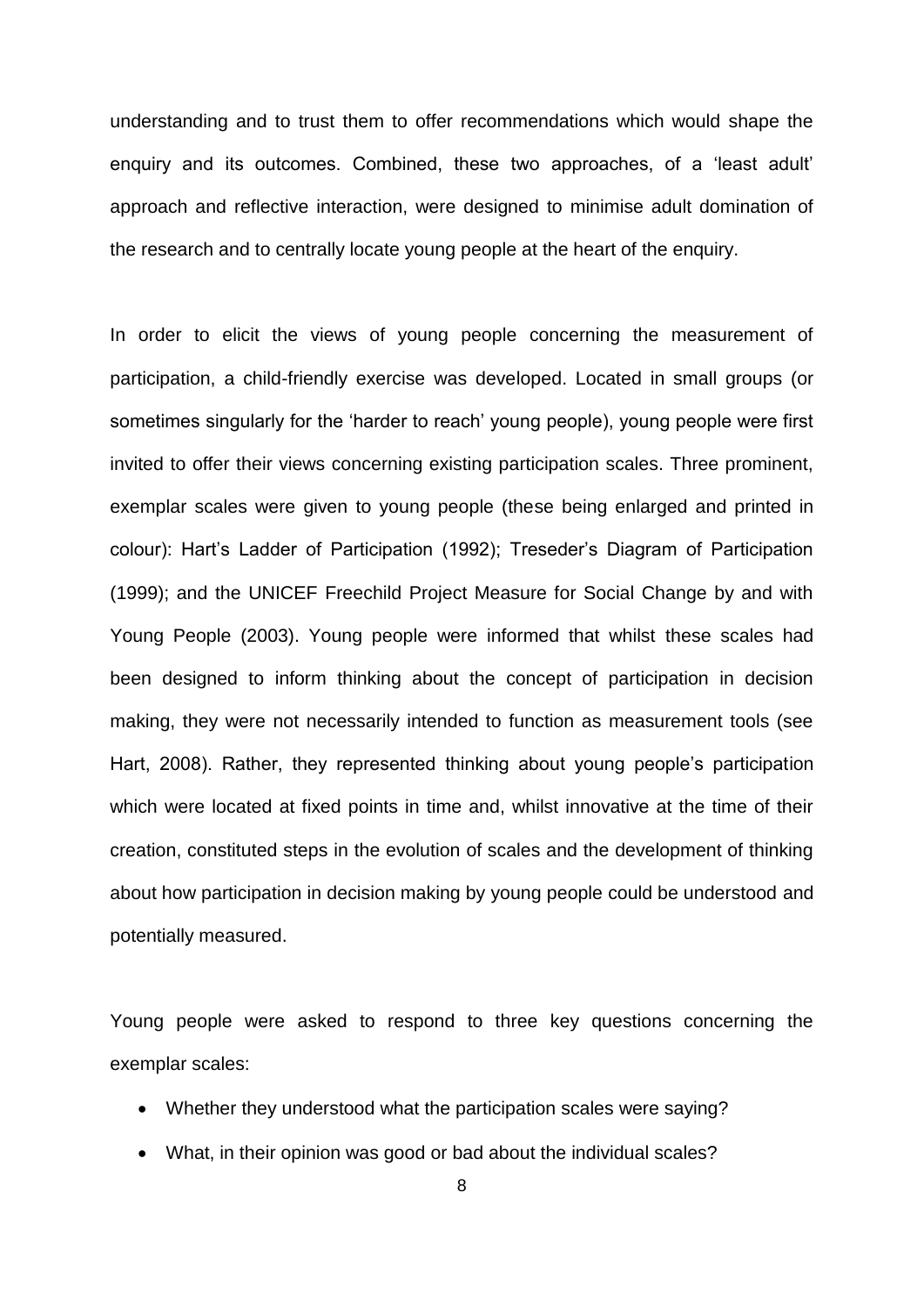understanding and to trust them to offer recommendations which would shape the enquiry and its outcomes. Combined, these two approaches, of a 'least adult' approach and reflective interaction, were designed to minimise adult domination of the research and to centrally locate young people at the heart of the enquiry.

In order to elicit the views of young people concerning the measurement of participation, a child-friendly exercise was developed. Located in small groups (or sometimes singularly for the 'harder to reach' young people), young people were first invited to offer their views concerning existing participation scales. Three prominent, exemplar scales were given to young people (these being enlarged and printed in colour): Hart's Ladder of Participation (1992); Treseder's Diagram of Participation (1999); and the UNICEF Freechild Project Measure for Social Change by and with Young People (2003). Young people were informed that whilst these scales had been designed to inform thinking about the concept of participation in decision making, they were not necessarily intended to function as measurement tools (see Hart, 2008). Rather, they represented thinking about young people's participation which were located at fixed points in time and, whilst innovative at the time of their creation, constituted steps in the evolution of scales and the development of thinking about how participation in decision making by young people could be understood and potentially measured.

Young people were asked to respond to three key questions concerning the exemplar scales:

- Whether they understood what the participation scales were saying?
- What, in their opinion was good or bad about the individual scales?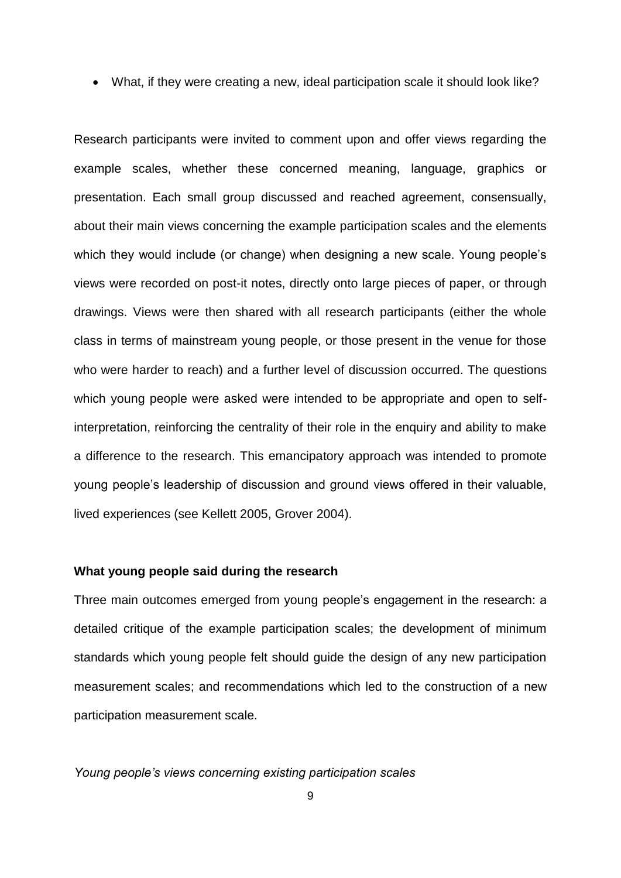- What, if they were creating a new, ideal participation scale it should look like?

Research participants were invited to comment upon and offer views regarding the example scales, whether these concerned meaning, language, graphics or presentation. Each small group discussed and reached agreement, consensually, about their main views concerning the example participation scales and the elements which they would include (or change) when designing a new scale. Young people's views were recorded on post-it notes, directly onto large pieces of paper, or through drawings. Views were then shared with all research participants (either the whole class in terms of mainstream young people, or those present in the venue for those who were harder to reach) and a further level of discussion occurred. The questions which young people were asked were intended to be appropriate and open to self-interpretation, reinforcing the centrality of their role in the enquiry and ability to make a difference to the research. This emancipatory approach was intended to promote young people's leadership of discussion and ground views offered in their valuable, lived experiences (see Kellett 2005, Grover 2004).

**What young people said during the research**

Three main outcomes emerged from young people's engagement in the research: a detailed critique of the example participation scales; the development of minimum standards which young people felt should guide the design of any new participation measurement scales; and recommendations which led to the construction of a new participation measurement scale.

*Young people's views concerning existing participation scales*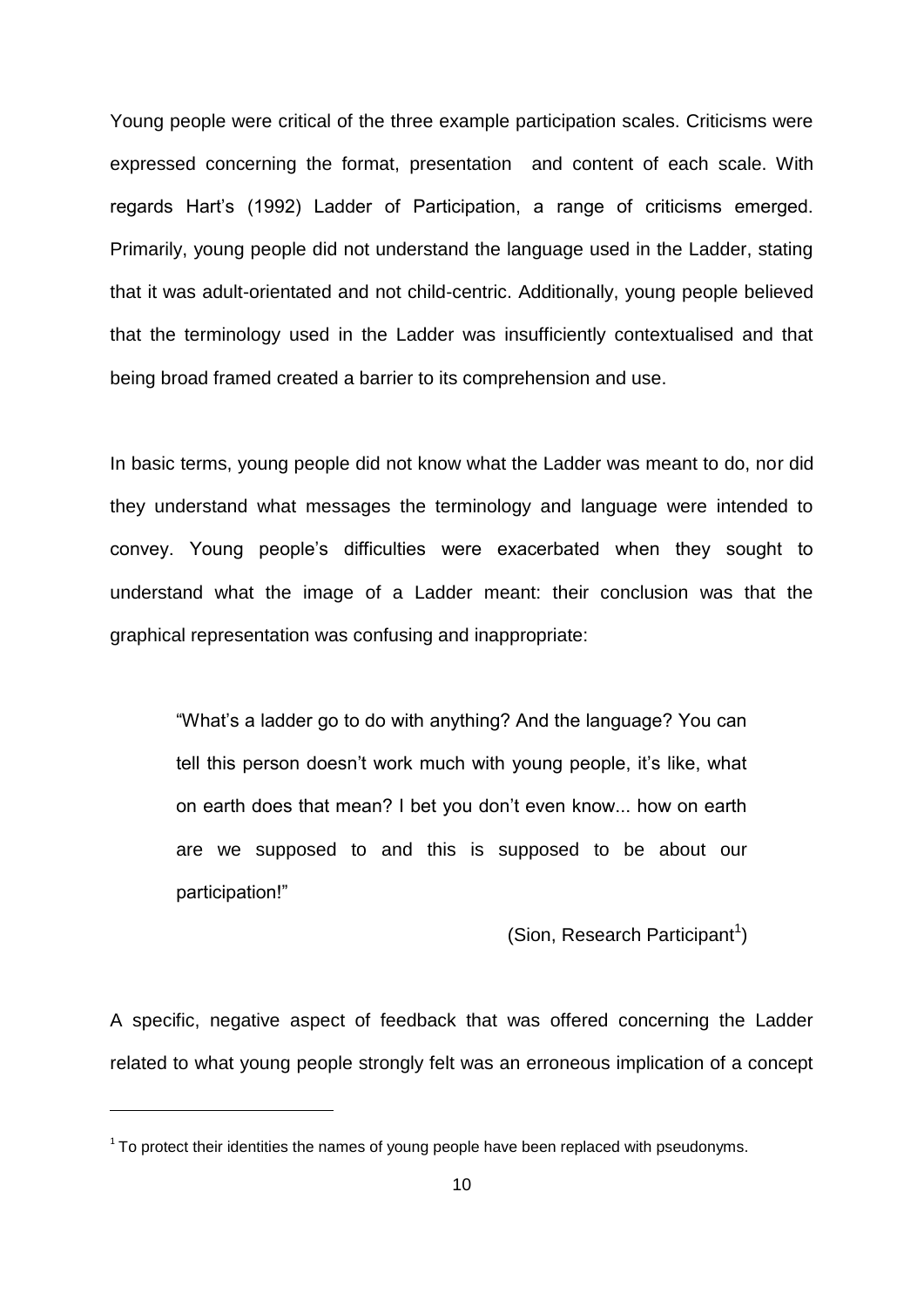Young people were critical of the three example participation scales. Criticisms were expressed concerning the format, presentation and content of each scale. With regards Hart's (1992) Ladder of Participation, a range of criticisms emerged. Primarily, young people did not understand the language used in the Ladder, stating that it was adult-orientated and not child-centric. Additionally, young people believed that the terminology used in the Ladder was insufficiently contextualised and that being broad framed created a barrier to its comprehension and use.

In basic terms, young people did not know what the Ladder was meant to do, nor did they understand what messages the terminology and language were intended to convey. Young people's difficulties were exacerbated when they sought to understand what the image of a Ladder meant: their conclusion was that the graphical representation was confusing and inappropriate:

> "What's a ladder go to do with anything? And the language? You can tell this person doesn't work much with young people, it's like, what on earth does that mean? I bet you don't even know... how on earth are we supposed to and this is supposed to be about our participation!"
>
> (Sion, Research Participant[1])

A specific, negative aspect of feedback that was offered concerning the Ladder related to what young people strongly felt was an erroneous implication of a concept

[1] To protect their identities the names of young people have been replaced with pseudonyms.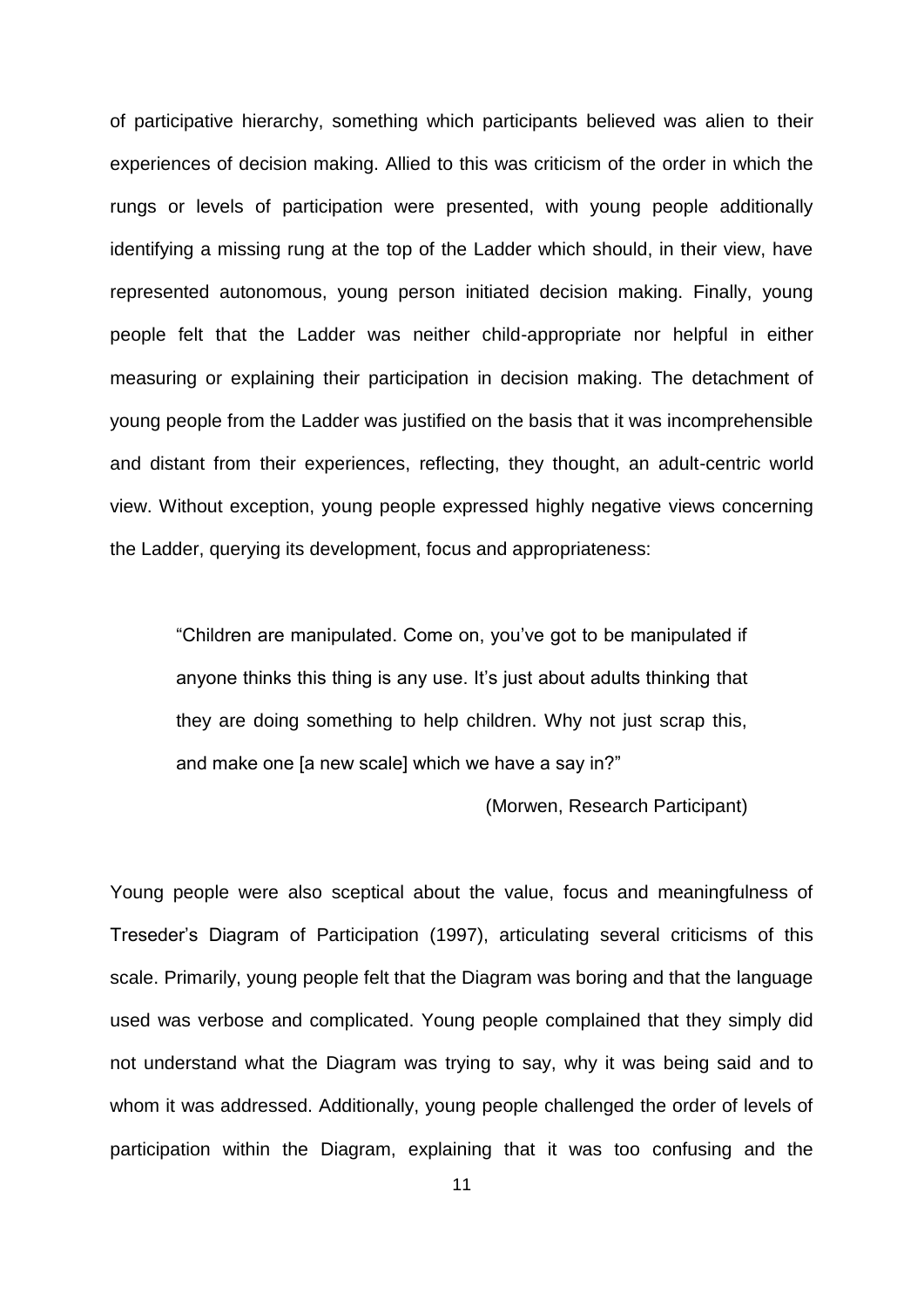of participative hierarchy, something which participants believed was alien to their experiences of decision making. Allied to this was criticism of the order in which the rungs or levels of participation were presented, with young people additionally identifying a missing rung at the top of the Ladder which should, in their view, have represented autonomous, young person initiated decision making. Finally, young people felt that the Ladder was neither child-appropriate nor helpful in either measuring or explaining their participation in decision making. The detachment of young people from the Ladder was justified on the basis that it was incomprehensible and distant from their experiences, reflecting, they thought, an adult-centric world view. Without exception, young people expressed highly negative views concerning the Ladder, querying its development, focus and appropriateness:

> "Children are manipulated. Come on, you've got to be manipulated if anyone thinks this thing is any use. It's just about adults thinking that they are doing something to help children. Why not just scrap this, and make one [a new scale] which we have a say in?"
>
> (Morwen, Research Participant)

Young people were also sceptical about the value, focus and meaningfulness of Treseder's Diagram of Participation (1997), articulating several criticisms of this scale. Primarily, young people felt that the Diagram was boring and that the language used was verbose and complicated. Young people complained that they simply did not understand what the Diagram was trying to say, why it was being said and to whom it was addressed. Additionally, young people challenged the order of levels of participation within the Diagram, explaining that it was too confusing and the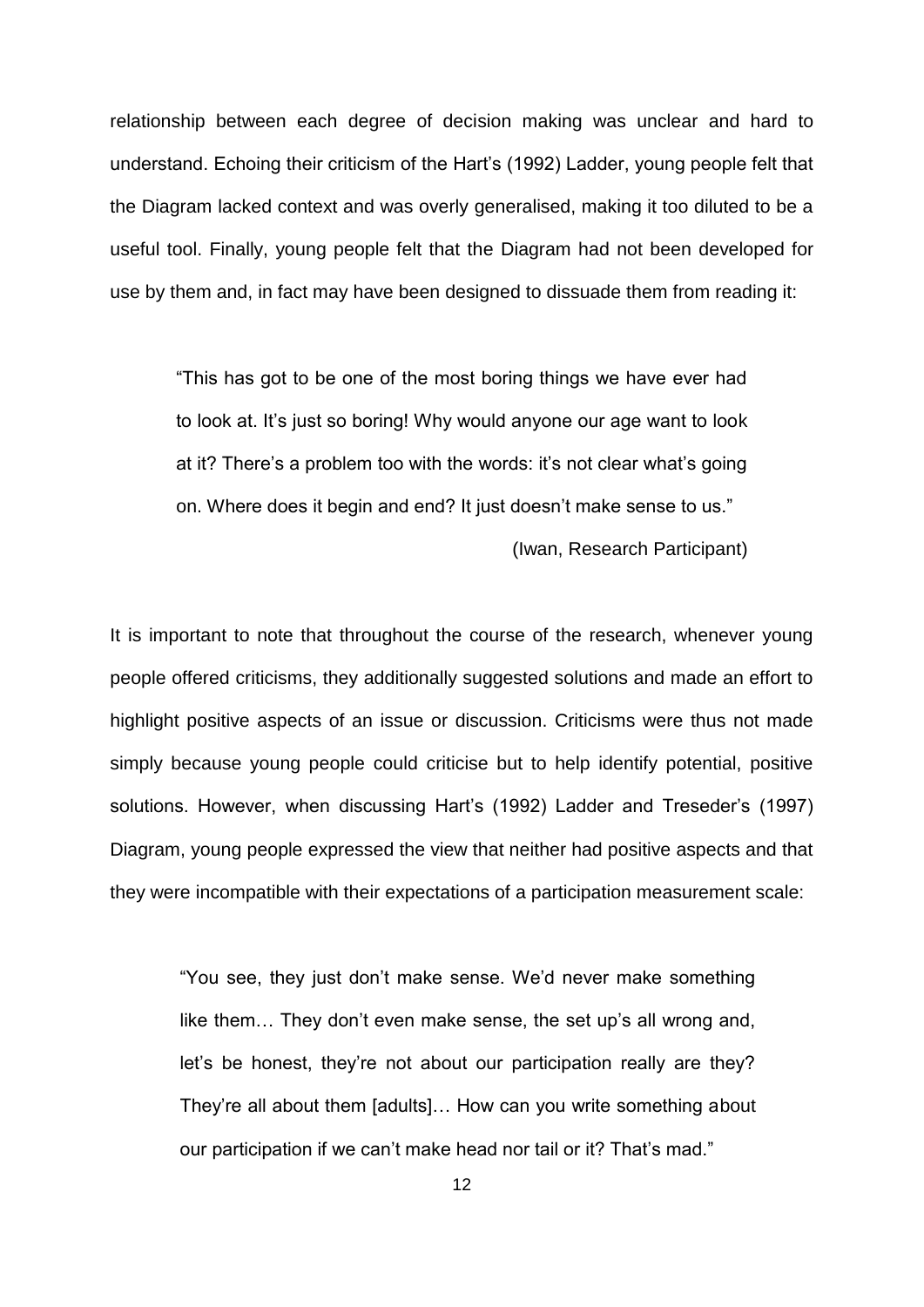relationship between each degree of decision making was unclear and hard to understand. Echoing their criticism of the Hart's (1992) Ladder, young people felt that the Diagram lacked context and was overly generalised, making it too diluted to be a useful tool. Finally, young people felt that the Diagram had not been developed for use by them and, in fact may have been designed to dissuade them from reading it:

> "This has got to be one of the most boring things we have ever had to look at. It's just so boring! Why would anyone our age want to look at it? There's a problem too with the words: it's not clear what's going on. Where does it begin and end? It just doesn't make sense to us."
>
> (Iwan, Research Participant)

It is important to note that throughout the course of the research, whenever young people offered criticisms, they additionally suggested solutions and made an effort to highlight positive aspects of an issue or discussion. Criticisms were thus not made simply because young people could criticise but to help identify potential, positive solutions. However, when discussing Hart's (1992) Ladder and Treseder's (1997) Diagram, young people expressed the view that neither had positive aspects and that they were incompatible with their expectations of a participation measurement scale:

> "You see, they just don't make sense. We'd never make something like them… They don't even make sense, the set up's all wrong and, let's be honest, they're not about our participation really are they? They're all about them [adults]… How can you write something about our participation if we can't make head nor tail or it? That's mad."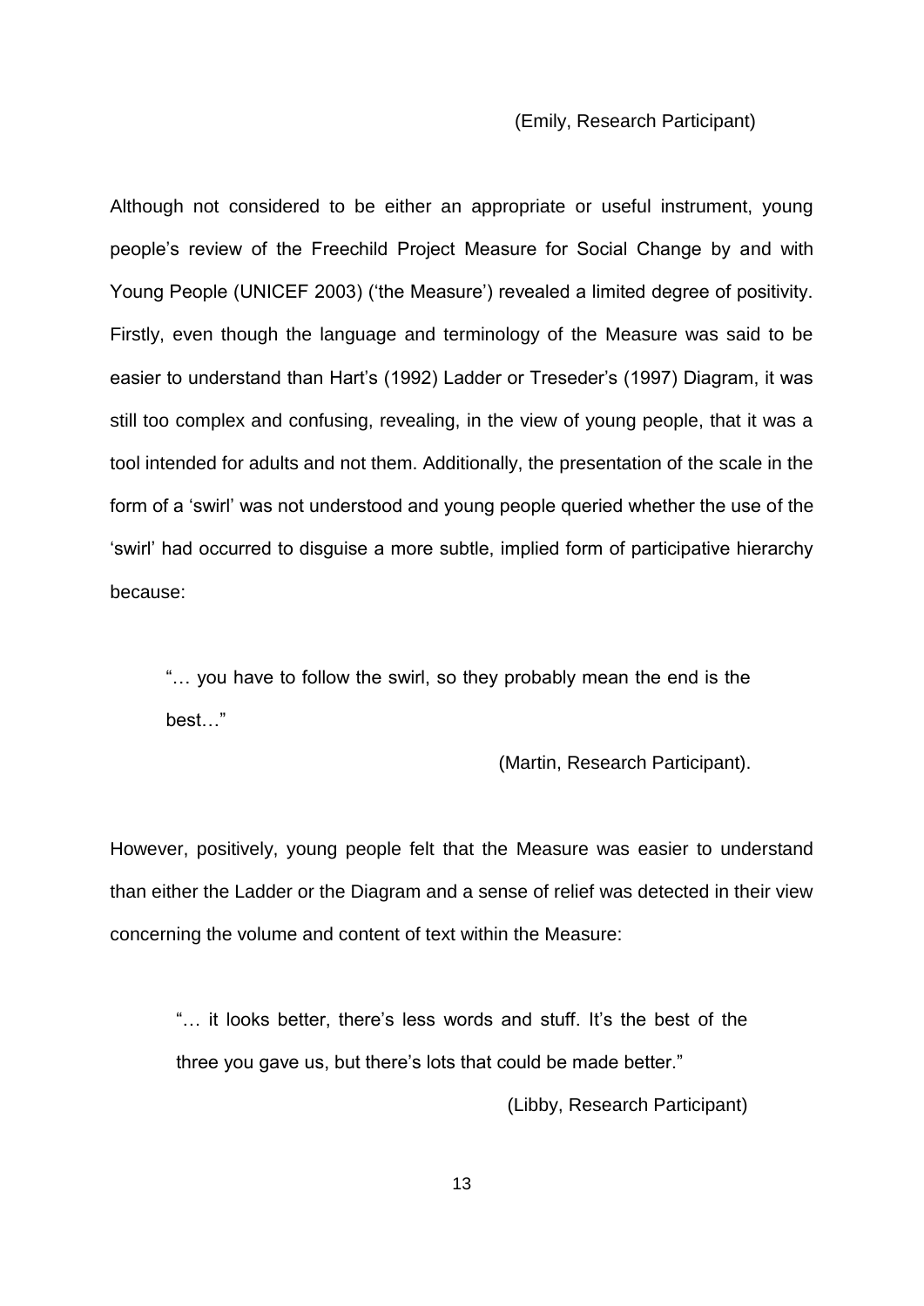(Emily, Research Participant)

Although not considered to be either an appropriate or useful instrument, young people's review of the Freechild Project Measure for Social Change by and with Young People (UNICEF 2003) ('the Measure') revealed a limited degree of positivity. Firstly, even though the language and terminology of the Measure was said to be easier to understand than Hart's (1992) Ladder or Treseder's (1997) Diagram, it was still too complex and confusing, revealing, in the view of young people, that it was a tool intended for adults and not them. Additionally, the presentation of the scale in the form of a 'swirl' was not understood and young people queried whether the use of the 'swirl' had occurred to disguise a more subtle, implied form of participative hierarchy because:

> "… you have to follow the swirl, so they probably mean the end is the best…"
>
> (Martin, Research Participant).

However, positively, young people felt that the Measure was easier to understand than either the Ladder or the Diagram and a sense of relief was detected in their view concerning the volume and content of text within the Measure:

> "… it looks better, there's less words and stuff. It's the best of the three you gave us, but there's lots that could be made better."
>
> (Libby, Research Participant)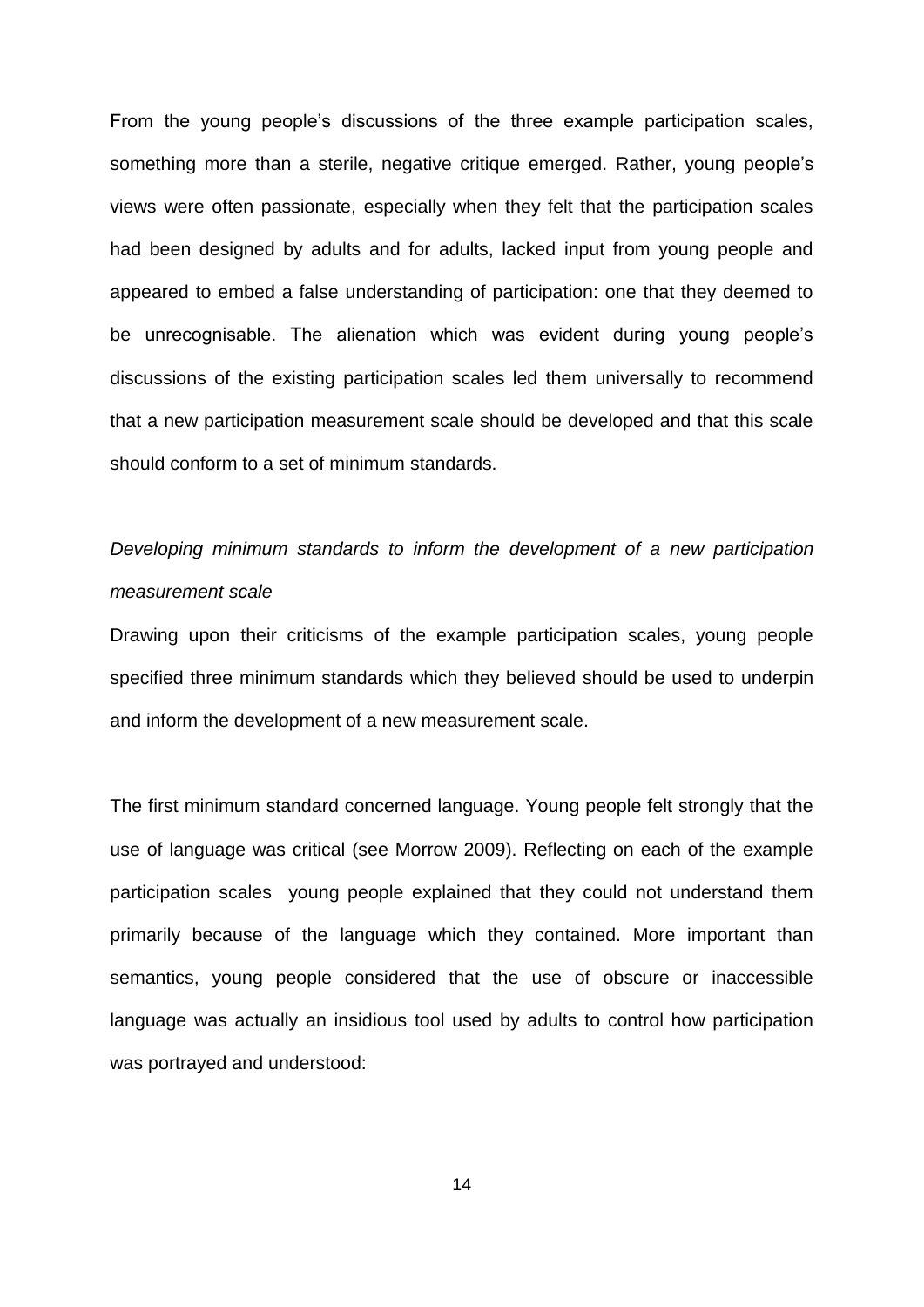From the young people's discussions of the three example participation scales, something more than a sterile, negative critique emerged. Rather, young people's views were often passionate, especially when they felt that the participation scales had been designed by adults and for adults, lacked input from young people and appeared to embed a false understanding of participation: one that they deemed to be unrecognisable. The alienation which was evident during young people's discussions of the existing participation scales led them universally to recommend that a new participation measurement scale should be developed and that this scale should conform to a set of minimum standards.

*Developing minimum standards to inform the development of a new participation measurement scale*

Drawing upon their criticisms of the example participation scales, young people specified three minimum standards which they believed should be used to underpin and inform the development of a new measurement scale.

The first minimum standard concerned language. Young people felt strongly that the use of language was critical (see Morrow 2009). Reflecting on each of the example participation scales young people explained that they could not understand them primarily because of the language which they contained. More important than semantics, young people considered that the use of obscure or inaccessible language was actually an insidious tool used by adults to control how participation was portrayed and understood: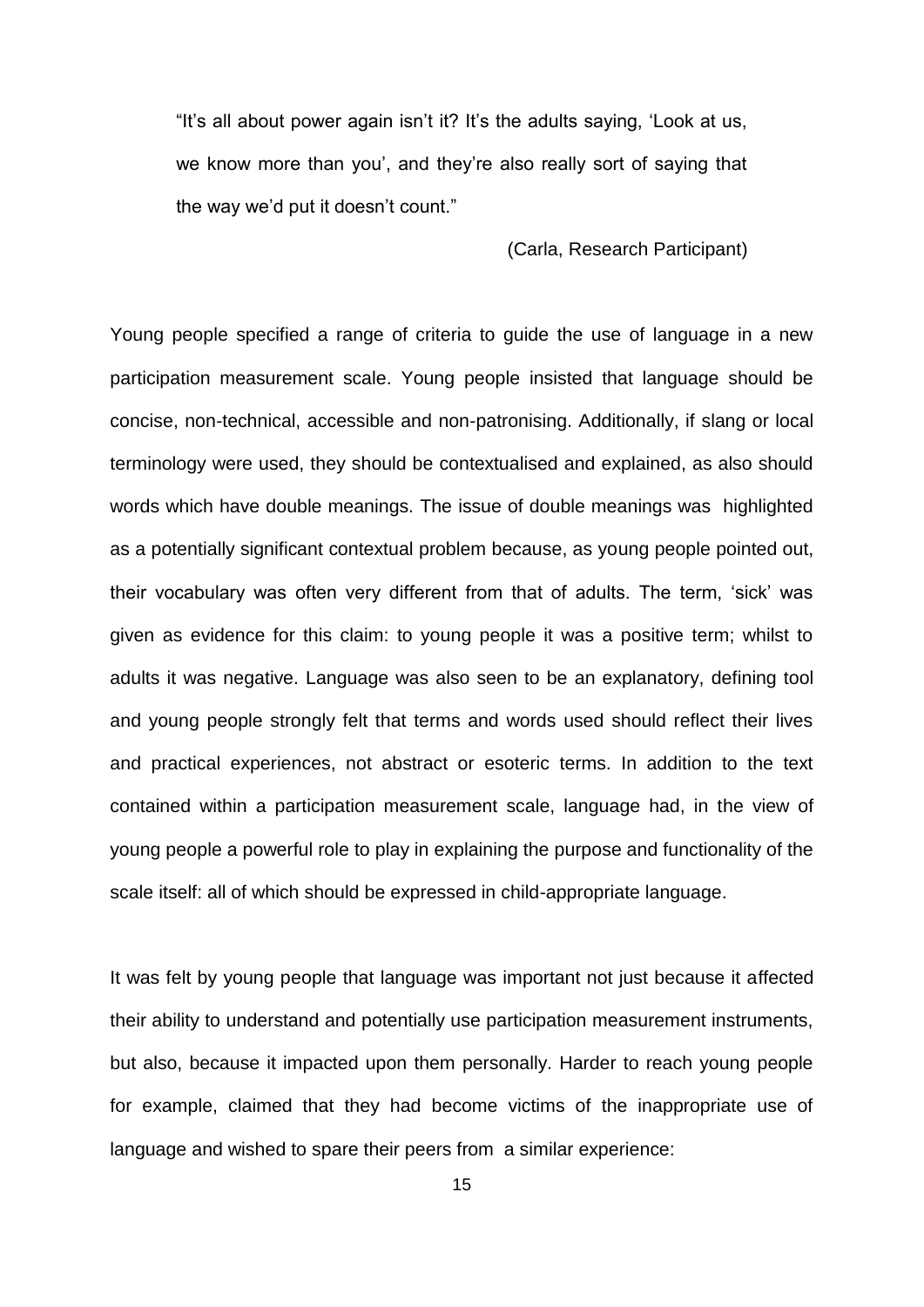> "It's all about power again isn't it? It's the adults saying, 'Look at us, we know more than you', and they're also really sort of saying that the way we'd put it doesn't count."
>
> (Carla, Research Participant)

Young people specified a range of criteria to guide the use of language in a new participation measurement scale. Young people insisted that language should be concise, non-technical, accessible and non-patronising. Additionally, if slang or local terminology were used, they should be contextualised and explained, as also should words which have double meanings. The issue of double meanings was highlighted as a potentially significant contextual problem because, as young people pointed out, their vocabulary was often very different from that of adults. The term, 'sick' was given as evidence for this claim: to young people it was a positive term; whilst to adults it was negative. Language was also seen to be an explanatory, defining tool and young people strongly felt that terms and words used should reflect their lives and practical experiences, not abstract or esoteric terms. In addition to the text contained within a participation measurement scale, language had, in the view of young people a powerful role to play in explaining the purpose and functionality of the scale itself: all of which should be expressed in child-appropriate language.

It was felt by young people that language was important not just because it affected their ability to understand and potentially use participation measurement instruments, but also, because it impacted upon them personally. Harder to reach young people for example, claimed that they had become victims of the inappropriate use of language and wished to spare their peers from a similar experience: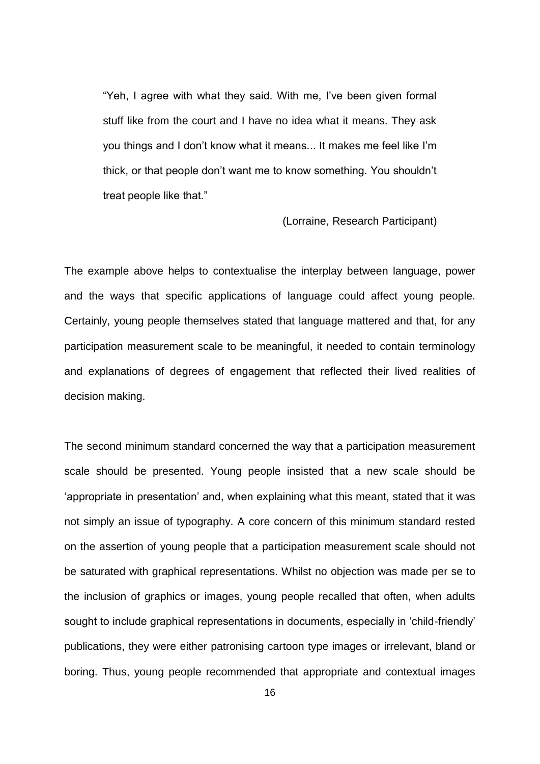> "Yeh, I agree with what they said. With me, I've been given formal stuff like from the court and I have no idea what it means. They ask you things and I don't know what it means... It makes me feel like I'm thick, or that people don't want me to know something. You shouldn't treat people like that."
>
> (Lorraine, Research Participant)

The example above helps to contextualise the interplay between language, power and the ways that specific applications of language could affect young people. Certainly, young people themselves stated that language mattered and that, for any participation measurement scale to be meaningful, it needed to contain terminology and explanations of degrees of engagement that reflected their lived realities of decision making.

The second minimum standard concerned the way that a participation measurement scale should be presented. Young people insisted that a new scale should be 'appropriate in presentation' and, when explaining what this meant, stated that it was not simply an issue of typography. A core concern of this minimum standard rested on the assertion of young people that a participation measurement scale should not be saturated with graphical representations. Whilst no objection was made per se to the inclusion of graphics or images, young people recalled that often, when adults sought to include graphical representations in documents, especially in 'child-friendly' publications, they were either patronising cartoon type images or irrelevant, bland or boring. Thus, young people recommended that appropriate and contextual images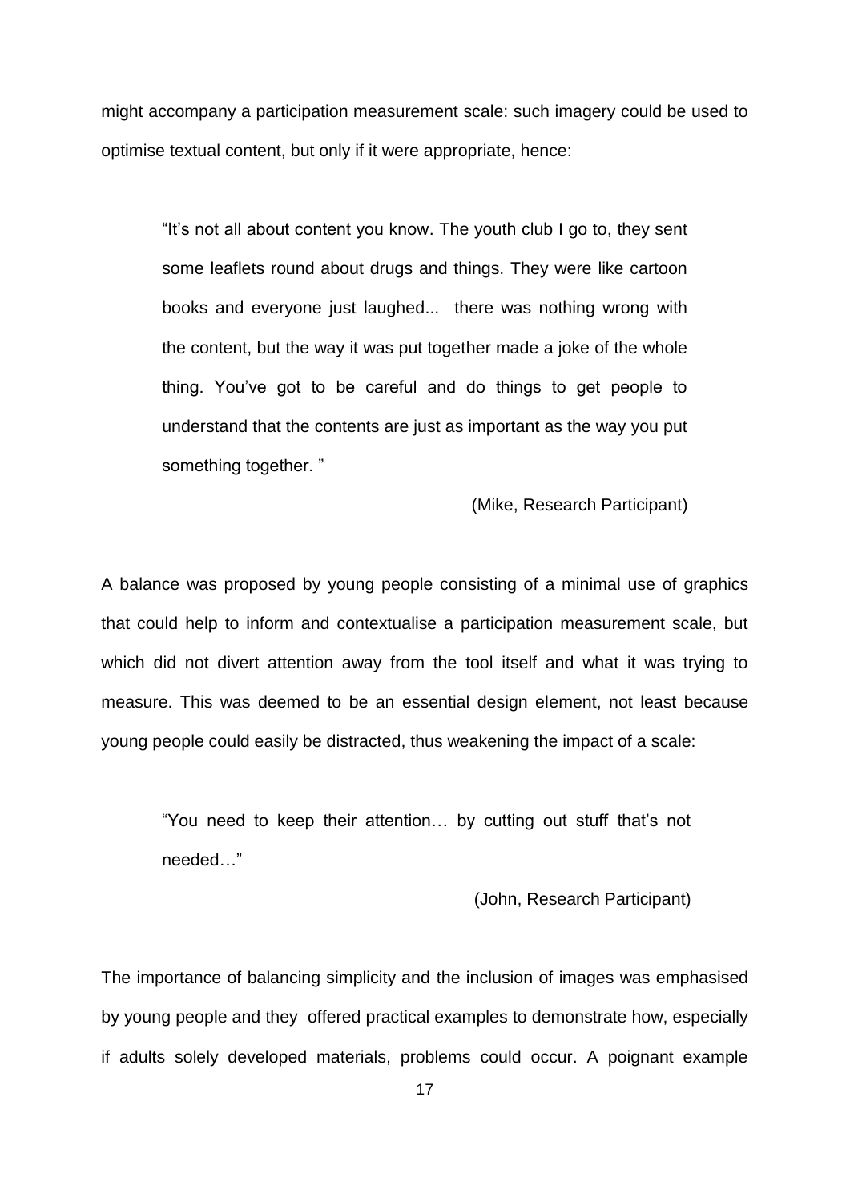might accompany a participation measurement scale: such imagery could be used to optimise textual content, but only if it were appropriate, hence:

> "It's not all about content you know. The youth club I go to, they sent some leaflets round about drugs and things. They were like cartoon books and everyone just laughed... there was nothing wrong with the content, but the way it was put together made a joke of the whole thing. You've got to be careful and do things to get people to understand that the contents are just as important as the way you put something together. "
>
> (Mike, Research Participant)

A balance was proposed by young people consisting of a minimal use of graphics that could help to inform and contextualise a participation measurement scale, but which did not divert attention away from the tool itself and what it was trying to measure. This was deemed to be an essential design element, not least because young people could easily be distracted, thus weakening the impact of a scale:

> "You need to keep their attention… by cutting out stuff that's not needed…"
>
> (John, Research Participant)

The importance of balancing simplicity and the inclusion of images was emphasised by young people and they offered practical examples to demonstrate how, especially if adults solely developed materials, problems could occur. A poignant example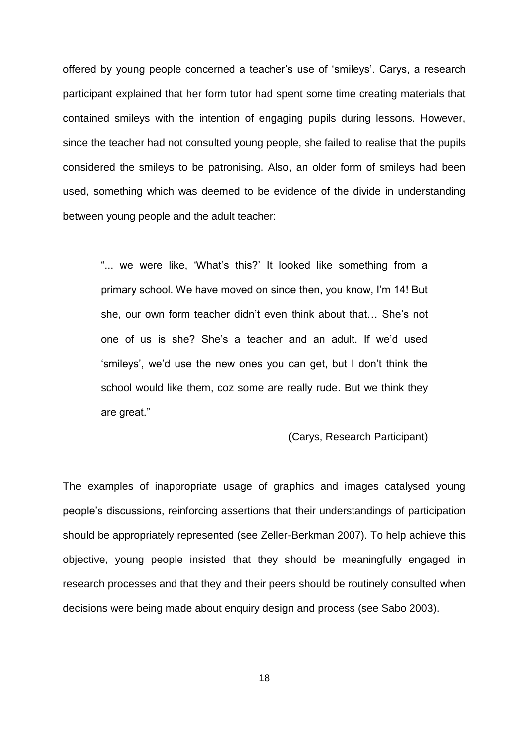offered by young people concerned a teacher's use of 'smileys'. Carys, a research participant explained that her form tutor had spent some time creating materials that contained smileys with the intention of engaging pupils during lessons. However, since the teacher had not consulted young people, she failed to realise that the pupils considered the smileys to be patronising. Also, an older form of smileys had been used, something which was deemed to be evidence of the divide in understanding between young people and the adult teacher:

> "... we were like, 'What's this?' It looked like something from a primary school. We have moved on since then, you know, I'm 14! But she, our own form teacher didn't even think about that… She's not one of us is she? She's a teacher and an adult. If we'd used 'smileys', we'd use the new ones you can get, but I don't think the school would like them, coz some are really rude. But we think they are great."
>
> (Carys, Research Participant)

The examples of inappropriate usage of graphics and images catalysed young people's discussions, reinforcing assertions that their understandings of participation should be appropriately represented (see Zeller-Berkman 2007). To help achieve this objective, young people insisted that they should be meaningfully engaged in research processes and that they and their peers should be routinely consulted when decisions were being made about enquiry design and process (see Sabo 2003).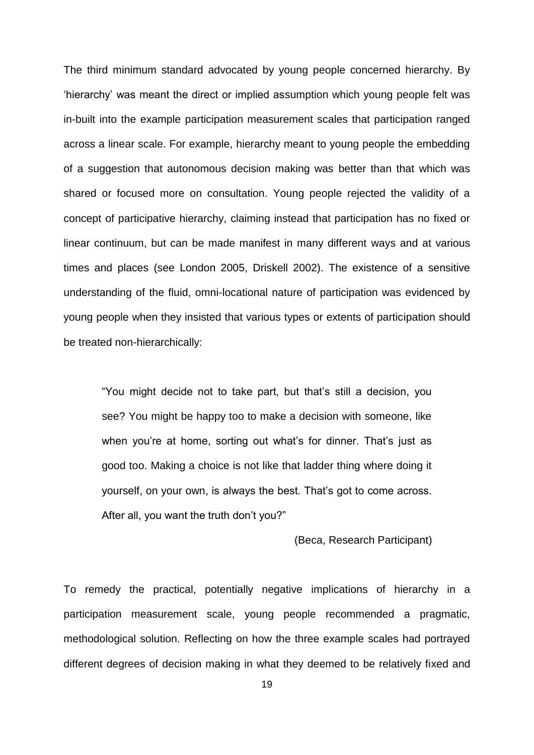The third minimum standard advocated by young people concerned hierarchy. By 'hierarchy' was meant the direct or implied assumption which young people felt was in-built into the example participation measurement scales that participation ranged across a linear scale. For example, hierarchy meant to young people the embedding of a suggestion that autonomous decision making was better than that which was shared or focused more on consultation. Young people rejected the validity of a concept of participative hierarchy, claiming instead that participation has no fixed or linear continuum, but can be made manifest in many different ways and at various times and places (see London 2005, Driskell 2002). The existence of a sensitive understanding of the fluid, omni-locational nature of participation was evidenced by young people when they insisted that various types or extents of participation should be treated non-hierarchically:

> "You might decide not to take part, but that's still a decision, you see? You might be happy too to make a decision with someone, like when you're at home, sorting out what's for dinner. That's just as good too. Making a choice is not like that ladder thing where doing it yourself, on your own, is always the best. That's got to come across. After all, you want the truth don't you?"
>
> (Beca, Research Participant)

To remedy the practical, potentially negative implications of hierarchy in a participation measurement scale, young people recommended a pragmatic, methodological solution. Reflecting on how the three example scales had portrayed different degrees of decision making in what they deemed to be relatively fixed and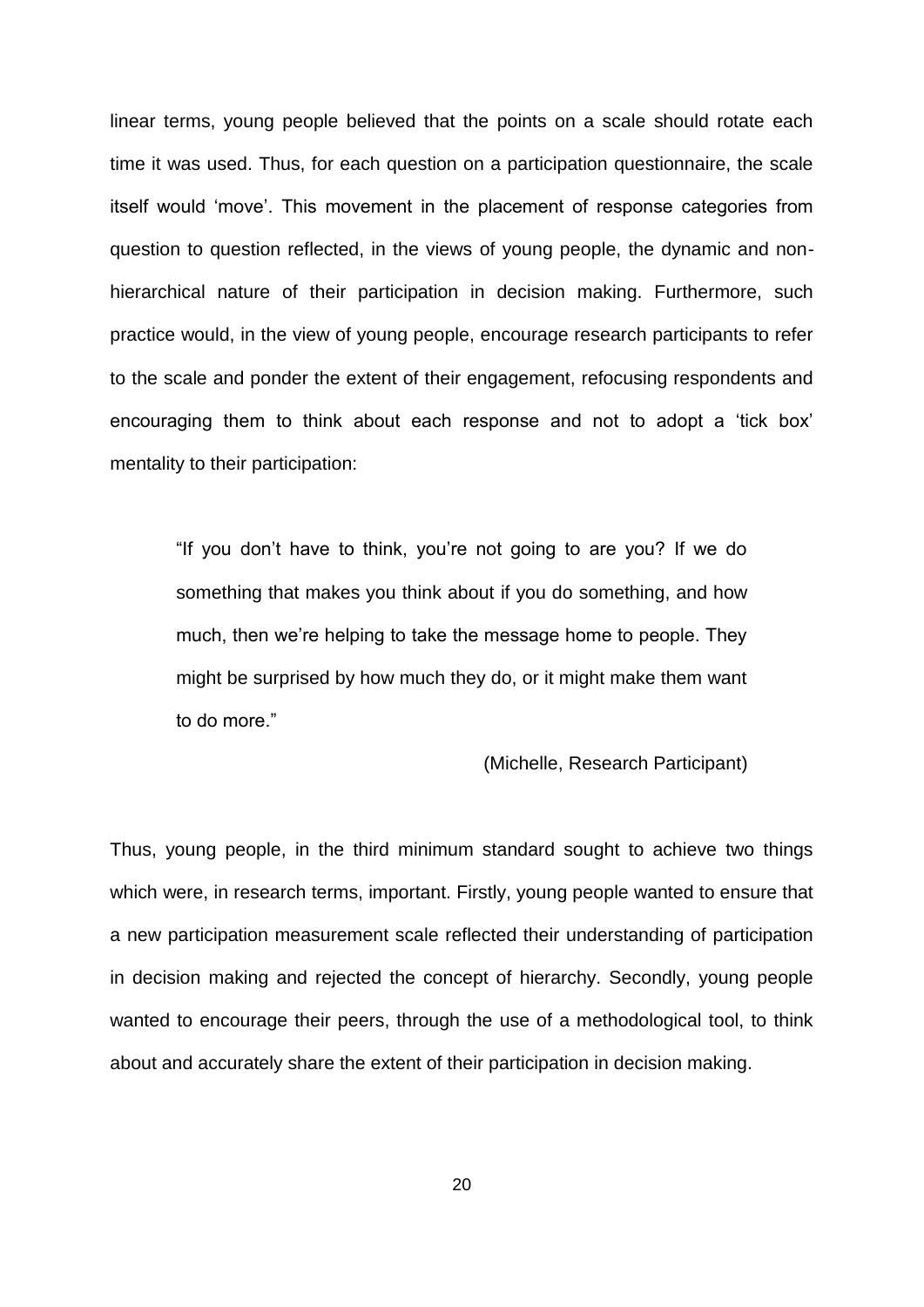linear terms, young people believed that the points on a scale should rotate each time it was used. Thus, for each question on a participation questionnaire, the scale itself would 'move'. This movement in the placement of response categories from question to question reflected, in the views of young people, the dynamic and non-hierarchical nature of their participation in decision making. Furthermore, such practice would, in the view of young people, encourage research participants to refer to the scale and ponder the extent of their engagement, refocusing respondents and encouraging them to think about each response and not to adopt a 'tick box' mentality to their participation:

> "If you don't have to think, you're not going to are you? If we do something that makes you think about if you do something, and how much, then we're helping to take the message home to people. They might be surprised by how much they do, or it might make them want to do more."
>
> (Michelle, Research Participant)

Thus, young people, in the third minimum standard sought to achieve two things which were, in research terms, important. Firstly, young people wanted to ensure that a new participation measurement scale reflected their understanding of participation in decision making and rejected the concept of hierarchy. Secondly, young people wanted to encourage their peers, through the use of a methodological tool, to think about and accurately share the extent of their participation in decision making.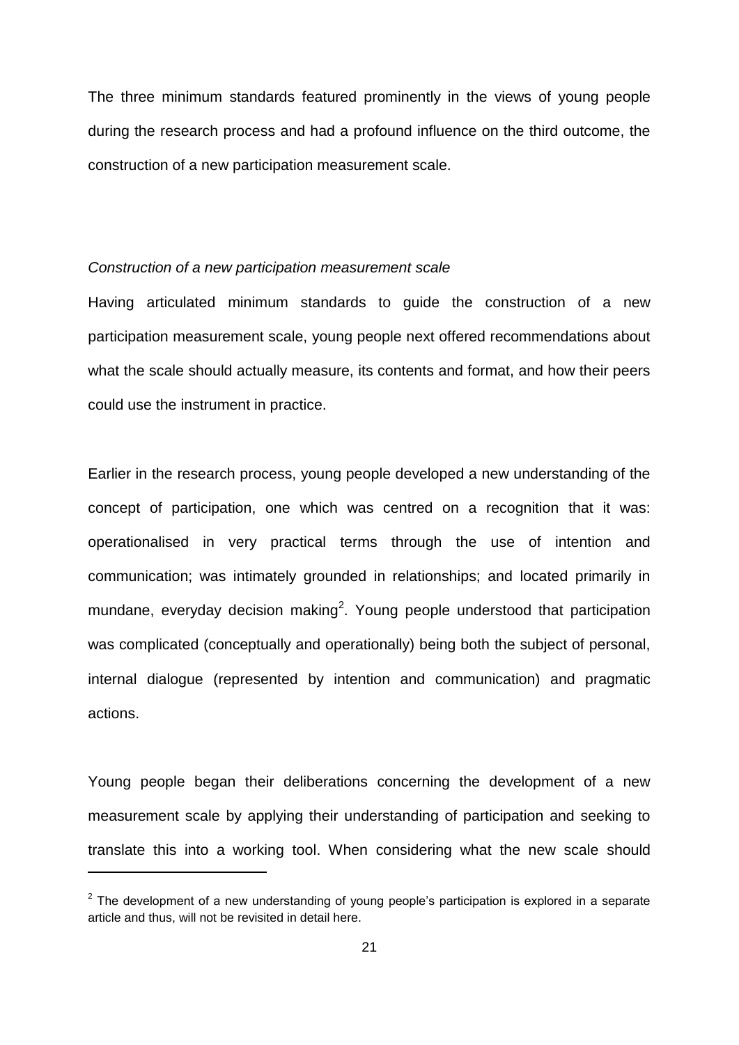The three minimum standards featured prominently in the views of young people during the research process and had a profound influence on the third outcome, the construction of a new participation measurement scale.

*Construction of a new participation measurement scale*

Having articulated minimum standards to guide the construction of a new participation measurement scale, young people next offered recommendations about what the scale should actually measure, its contents and format, and how their peers could use the instrument in practice.

Earlier in the research process, young people developed a new understanding of the concept of participation, one which was centred on a recognition that it was: operationalised in very practical terms through the use of intention and communication; was intimately grounded in relationships; and located primarily in mundane, everyday decision making[2]. Young people understood that participation was complicated (conceptually and operationally) being both the subject of personal, internal dialogue (represented by intention and communication) and pragmatic actions.

Young people began their deliberations concerning the development of a new measurement scale by applying their understanding of participation and seeking to translate this into a working tool. When considering what the new scale should

[2] The development of a new understanding of young people's participation is explored in a separate article and thus, will not be revisited in detail here.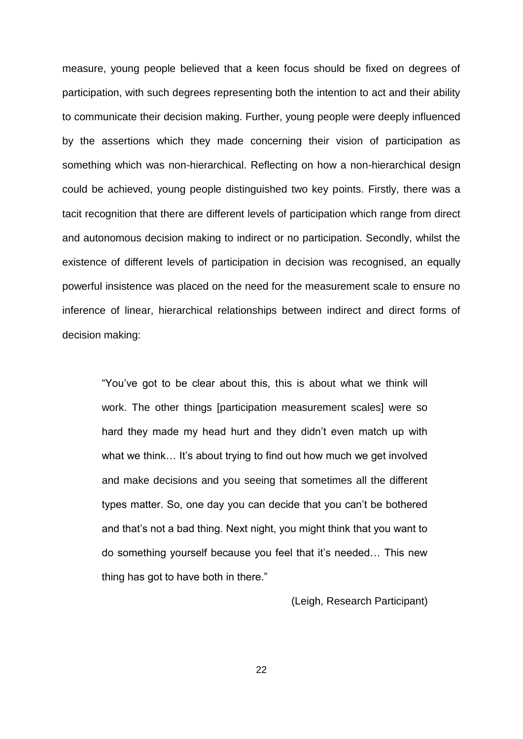measure, young people believed that a keen focus should be fixed on degrees of participation, with such degrees representing both the intention to act and their ability to communicate their decision making. Further, young people were deeply influenced by the assertions which they made concerning their vision of participation as something which was non-hierarchical. Reflecting on how a non-hierarchical design could be achieved, young people distinguished two key points. Firstly, there was a tacit recognition that there are different levels of participation which range from direct and autonomous decision making to indirect or no participation. Secondly, whilst the existence of different levels of participation in decision was recognised, an equally powerful insistence was placed on the need for the measurement scale to ensure no inference of linear, hierarchical relationships between indirect and direct forms of decision making:

> "You've got to be clear about this, this is about what we think will work. The other things [participation measurement scales] were so hard they made my head hurt and they didn't even match up with what we think… It's about trying to find out how much we get involved and make decisions and you seeing that sometimes all the different types matter. So, one day you can decide that you can't be bothered and that's not a bad thing. Next night, you might think that you want to do something yourself because you feel that it's needed… This new thing has got to have both in there."
>
> (Leigh, Research Participant)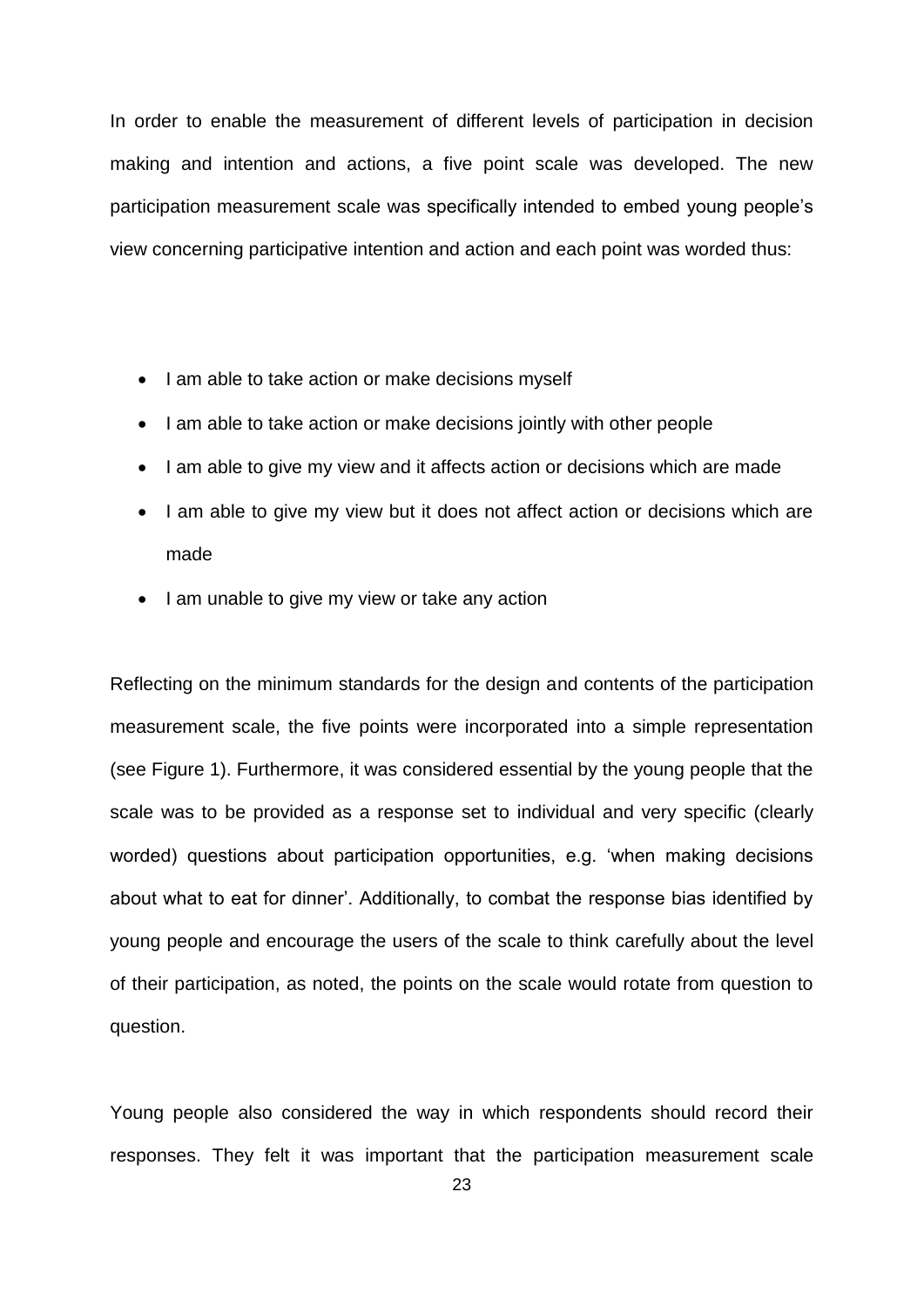In order to enable the measurement of different levels of participation in decision making and intention and actions, a five point scale was developed. The new participation measurement scale was specifically intended to embed young people's view concerning participative intention and action and each point was worded thus:

- I am able to take action or make decisions myself
- I am able to take action or make decisions jointly with other people
- I am able to give my view and it affects action or decisions which are made
- I am able to give my view but it does not affect action or decisions which are made
- I am unable to give my view or take any action

Reflecting on the minimum standards for the design and contents of the participation measurement scale, the five points were incorporated into a simple representation (see Figure 1). Furthermore, it was considered essential by the young people that the scale was to be provided as a response set to individual and very specific (clearly worded) questions about participation opportunities, e.g. 'when making decisions about what to eat for dinner'. Additionally, to combat the response bias identified by young people and encourage the users of the scale to think carefully about the level of their participation, as noted, the points on the scale would rotate from question to question.

Young people also considered the way in which respondents should record their responses. They felt it was important that the participation measurement scale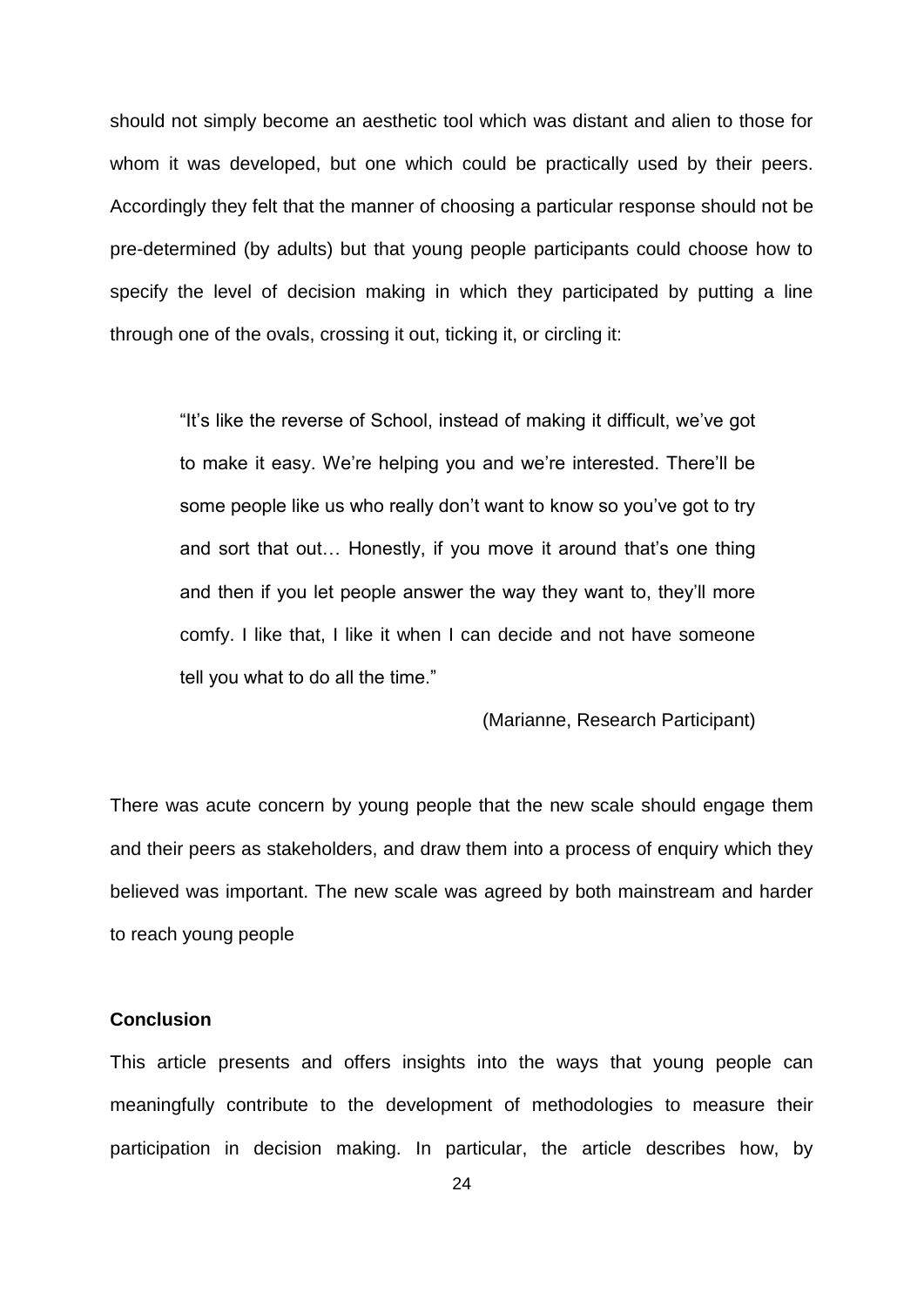should not simply become an aesthetic tool which was distant and alien to those for whom it was developed, but one which could be practically used by their peers. Accordingly they felt that the manner of choosing a particular response should not be pre-determined (by adults) but that young people participants could choose how to specify the level of decision making in which they participated by putting a line through one of the ovals, crossing it out, ticking it, or circling it:

> "It's like the reverse of School, instead of making it difficult, we've got to make it easy. We're helping you and we're interested. There'll be some people like us who really don't want to know so you've got to try and sort that out… Honestly, if you move it around that's one thing and then if you let people answer the way they want to, they'll more comfy. I like that, I like it when I can decide and not have someone tell you what to do all the time."
>
> (Marianne, Research Participant)

There was acute concern by young people that the new scale should engage them and their peers as stakeholders, and draw them into a process of enquiry which they believed was important. The new scale was agreed by both mainstream and harder to reach young people

**Conclusion**

This article presents and offers insights into the ways that young people can meaningfully contribute to the development of methodologies to measure their participation in decision making. In particular, the article describes how, by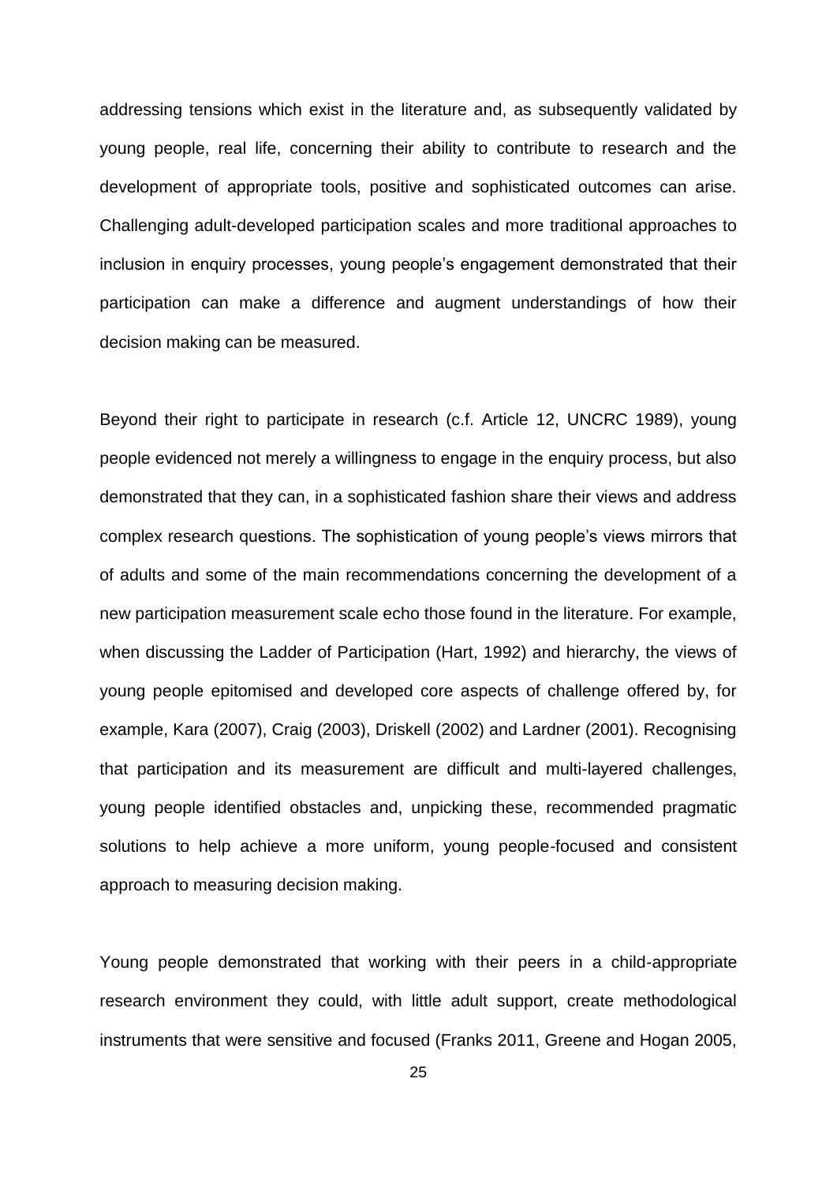addressing tensions which exist in the literature and, as subsequently validated by young people, real life, concerning their ability to contribute to research and the development of appropriate tools, positive and sophisticated outcomes can arise. Challenging adult-developed participation scales and more traditional approaches to inclusion in enquiry processes, young people's engagement demonstrated that their participation can make a difference and augment understandings of how their decision making can be measured.

Beyond their right to participate in research (c.f. Article 12, UNCRC 1989), young people evidenced not merely a willingness to engage in the enquiry process, but also demonstrated that they can, in a sophisticated fashion share their views and address complex research questions. The sophistication of young people's views mirrors that of adults and some of the main recommendations concerning the development of a new participation measurement scale echo those found in the literature. For example, when discussing the Ladder of Participation (Hart, 1992) and hierarchy, the views of young people epitomised and developed core aspects of challenge offered by, for example, Kara (2007), Craig (2003), Driskell (2002) and Lardner (2001). Recognising that participation and its measurement are difficult and multi-layered challenges, young people identified obstacles and, unpicking these, recommended pragmatic solutions to help achieve a more uniform, young people-focused and consistent approach to measuring decision making.

Young people demonstrated that working with their peers in a child-appropriate research environment they could, with little adult support, create methodological instruments that were sensitive and focused (Franks 2011, Greene and Hogan 2005,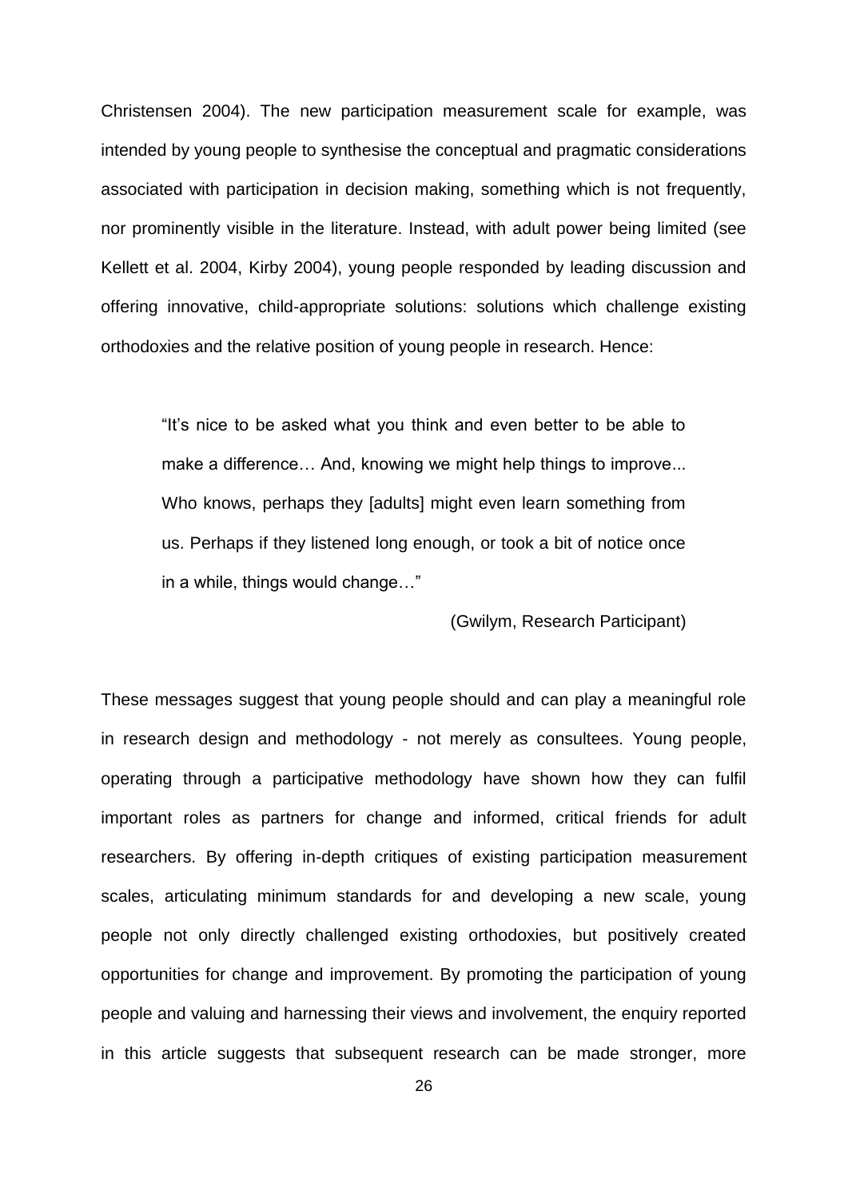Christensen 2004). The new participation measurement scale for example, was intended by young people to synthesise the conceptual and pragmatic considerations associated with participation in decision making, something which is not frequently, nor prominently visible in the literature. Instead, with adult power being limited (see Kellett et al. 2004, Kirby 2004), young people responded by leading discussion and offering innovative, child-appropriate solutions: solutions which challenge existing orthodoxies and the relative position of young people in research. Hence:

> "It's nice to be asked what you think and even better to be able to make a difference… And, knowing we might help things to improve... Who knows, perhaps they [adults] might even learn something from us. Perhaps if they listened long enough, or took a bit of notice once in a while, things would change…"
>
> (Gwilym, Research Participant)

These messages suggest that young people should and can play a meaningful role in research design and methodology - not merely as consultees. Young people, operating through a participative methodology have shown how they can fulfil important roles as partners for change and informed, critical friends for adult researchers. By offering in-depth critiques of existing participation measurement scales, articulating minimum standards for and developing a new scale, young people not only directly challenged existing orthodoxies, but positively created opportunities for change and improvement. By promoting the participation of young people and valuing and harnessing their views and involvement, the enquiry reported in this article suggests that subsequent research can be made stronger, more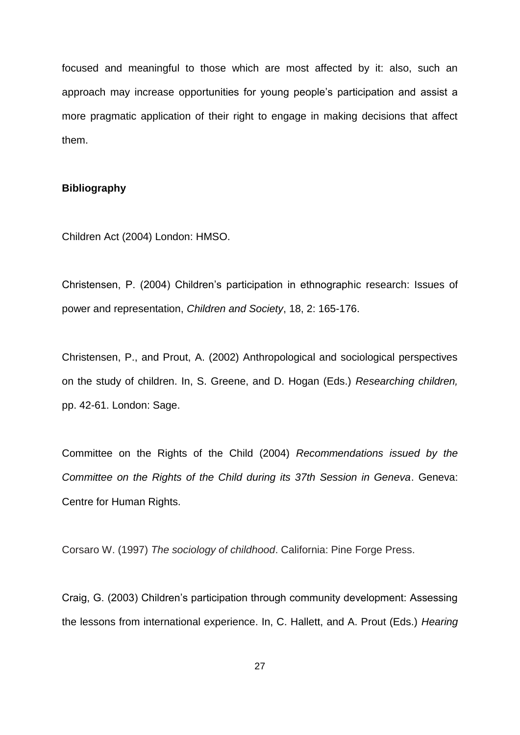focused and meaningful to those which are most affected by it: also, such an approach may increase opportunities for young people's participation and assist a more pragmatic application of their right to engage in making decisions that affect them.

**Bibliography**

Children Act (2004) London: HMSO.

Christensen, P. (2004) Children's participation in ethnographic research: Issues of power and representation, *Children and Society*, 18, 2: 165-176.

Christensen, P., and Prout, A. (2002) Anthropological and sociological perspectives on the study of children. In, S. Greene, and D. Hogan (Eds.) *Researching children,* pp. 42-61. London: Sage.

Committee on the Rights of the Child (2004) *Recommendations issued by the Committee on the Rights of the Child during its 37th Session in Geneva*. Geneva: Centre for Human Rights.

Corsaro W. (1997) *The sociology of childhood*. California: Pine Forge Press.

Craig, G. (2003) Children's participation through community development: Assessing the lessons from international experience. In, C. Hallett, and A. Prout (Eds.) *Hearing*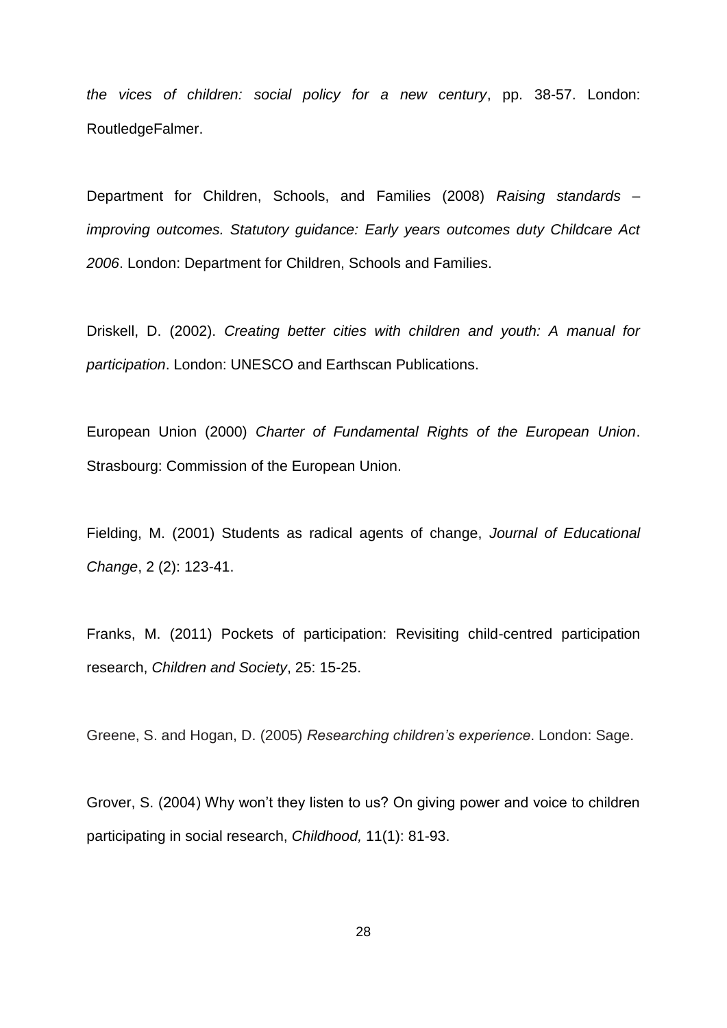*the vices of children: social policy for a new century*, pp. 38-57. London: RoutledgeFalmer.

Department for Children, Schools, and Families (2008) *Raising standards – improving outcomes. Statutory guidance: Early years outcomes duty Childcare Act 2006*. London: Department for Children, Schools and Families.

Driskell, D. (2002). *Creating better cities with children and youth: A manual for participation*. London: UNESCO and Earthscan Publications.

European Union (2000) *Charter of Fundamental Rights of the European Union*. Strasbourg: Commission of the European Union.

Fielding, M. (2001) Students as radical agents of change, *Journal of Educational Change*, 2 (2): 123-41.

Franks, M. (2011) Pockets of participation: Revisiting child-centred participation research, *Children and Society*, 25: 15-25.

Greene, S. and Hogan, D. (2005) *Researching children's experience*. London: Sage.

Grover, S. (2004) Why won't they listen to us? On giving power and voice to children participating in social research, *Childhood,* 11(1): 81-93.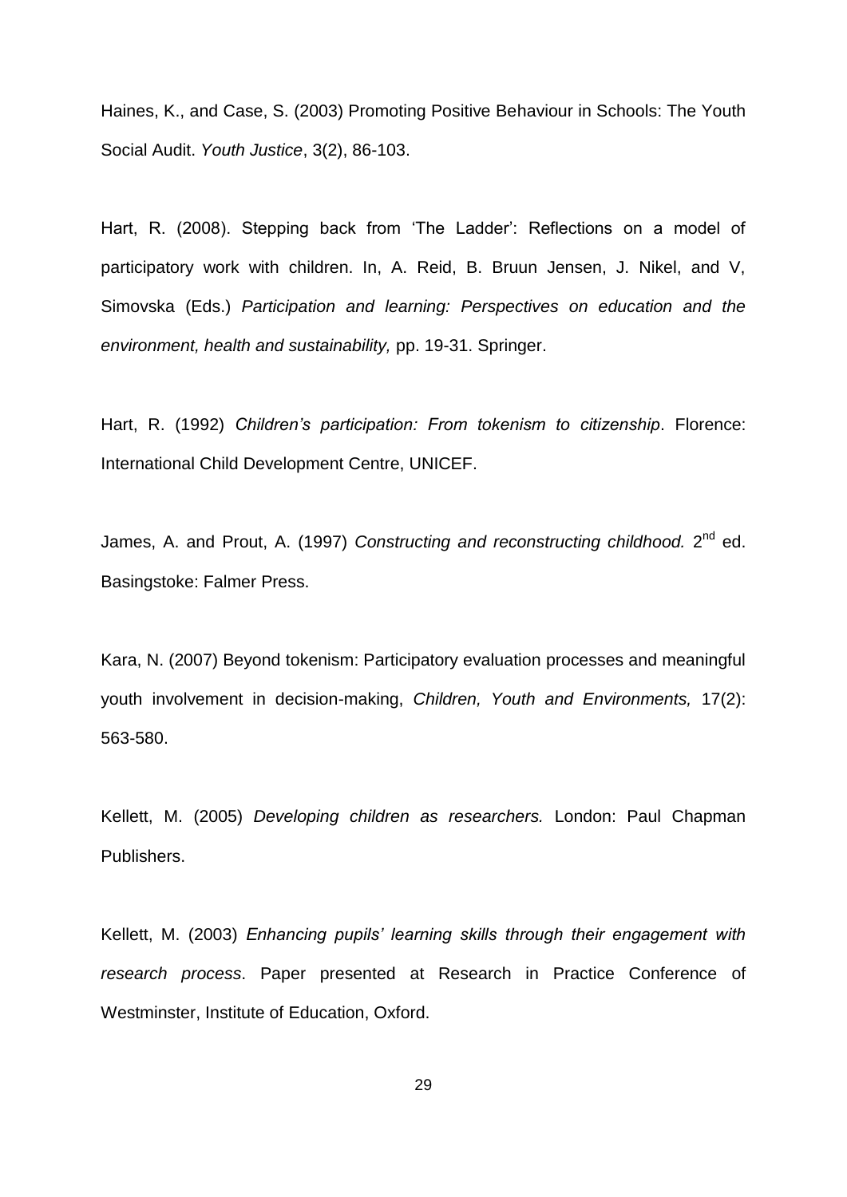Haines, K., and Case, S. (2003) Promoting Positive Behaviour in Schools: The Youth Social Audit. *Youth Justice*, 3(2), 86-103.

Hart, R. (2008). Stepping back from 'The Ladder': Reflections on a model of participatory work with children. In, A. Reid, B. Bruun Jensen, J. Nikel, and V, Simovska (Eds.) *Participation and learning: Perspectives on education and the environment, health and sustainability,* pp. 19-31. Springer.

Hart, R. (1992) *Children's participation: From tokenism to citizenship*. Florence: International Child Development Centre, UNICEF.

James, A. and Prout, A. (1997) *Constructing and reconstructing childhood.* 2nd ed. Basingstoke: Falmer Press.

Kara, N. (2007) Beyond tokenism: Participatory evaluation processes and meaningful youth involvement in decision-making, *Children, Youth and Environments,* 17(2): 563-580.

Kellett, M. (2005) *Developing children as researchers.* London: Paul Chapman Publishers.

Kellett, M. (2003) *Enhancing pupils' learning skills through their engagement with research process*. Paper presented at Research in Practice Conference of Westminster, Institute of Education, Oxford.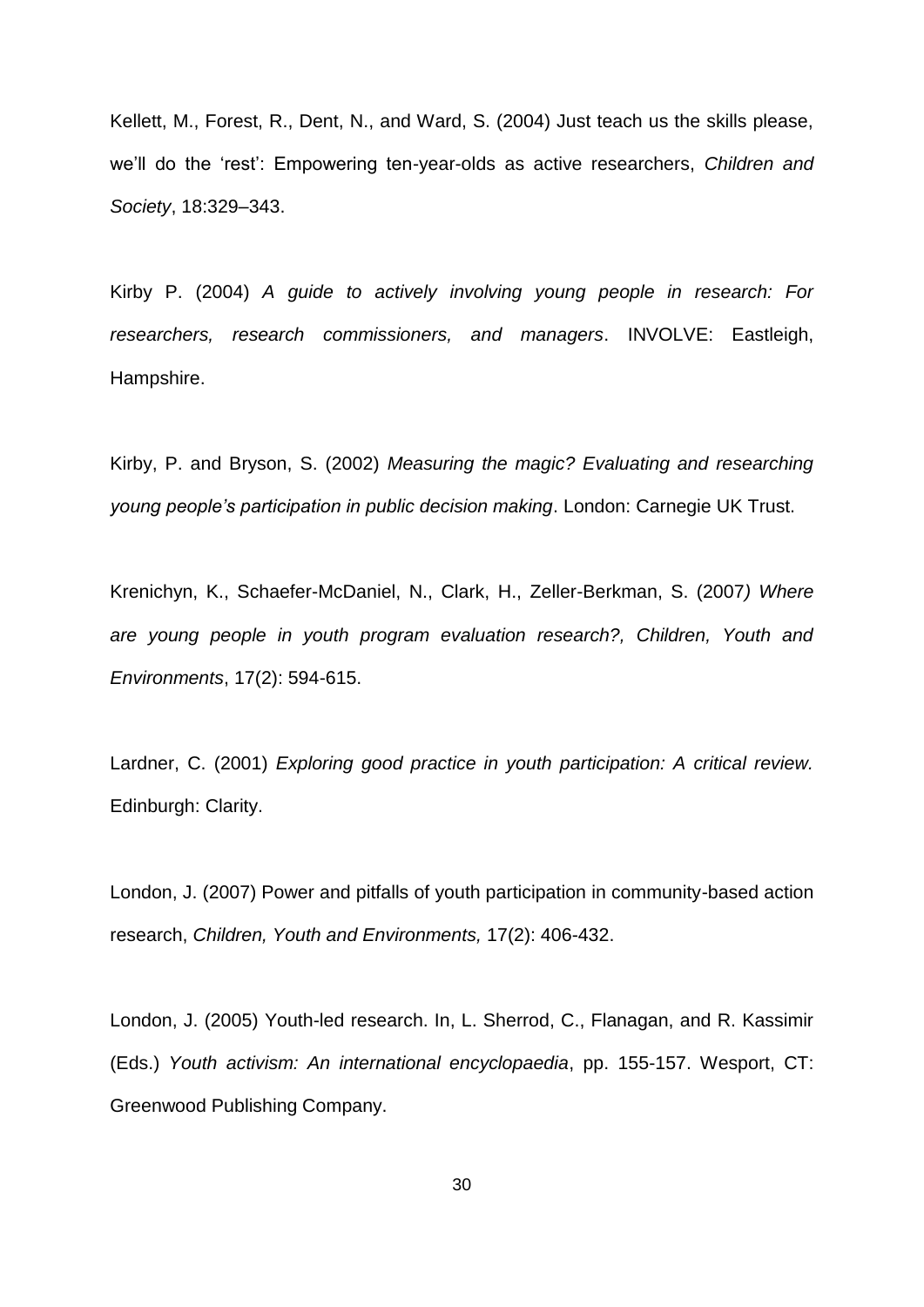Kellett, M., Forest, R., Dent, N., and Ward, S. (2004) Just teach us the skills please, we'll do the 'rest': Empowering ten-year-olds as active researchers, *Children and Society*, 18:329–343.

Kirby P. (2004) *A guide to actively involving young people in research: For researchers, research commissioners, and managers*. INVOLVE: Eastleigh, Hampshire.

Kirby, P. and Bryson, S. (2002) *Measuring the magic? Evaluating and researching young people's participation in public decision making*. London: Carnegie UK Trust.

Krenichyn, K., Schaefer-McDaniel, N., Clark, H., Zeller-Berkman, S. (2007*) Where are young people in youth program evaluation research?, Children, Youth and Environments*, 17(2): 594-615.

Lardner, C. (2001) *Exploring good practice in youth participation: A critical review.* Edinburgh: Clarity.

London, J. (2007) Power and pitfalls of youth participation in community-based action research, *Children, Youth and Environments,* 17(2): 406-432.

London, J. (2005) Youth-led research. In, L. Sherrod, C., Flanagan, and R. Kassimir (Eds.) *Youth activism: An international encyclopaedia*, pp. 155-157. Wesport, CT: Greenwood Publishing Company.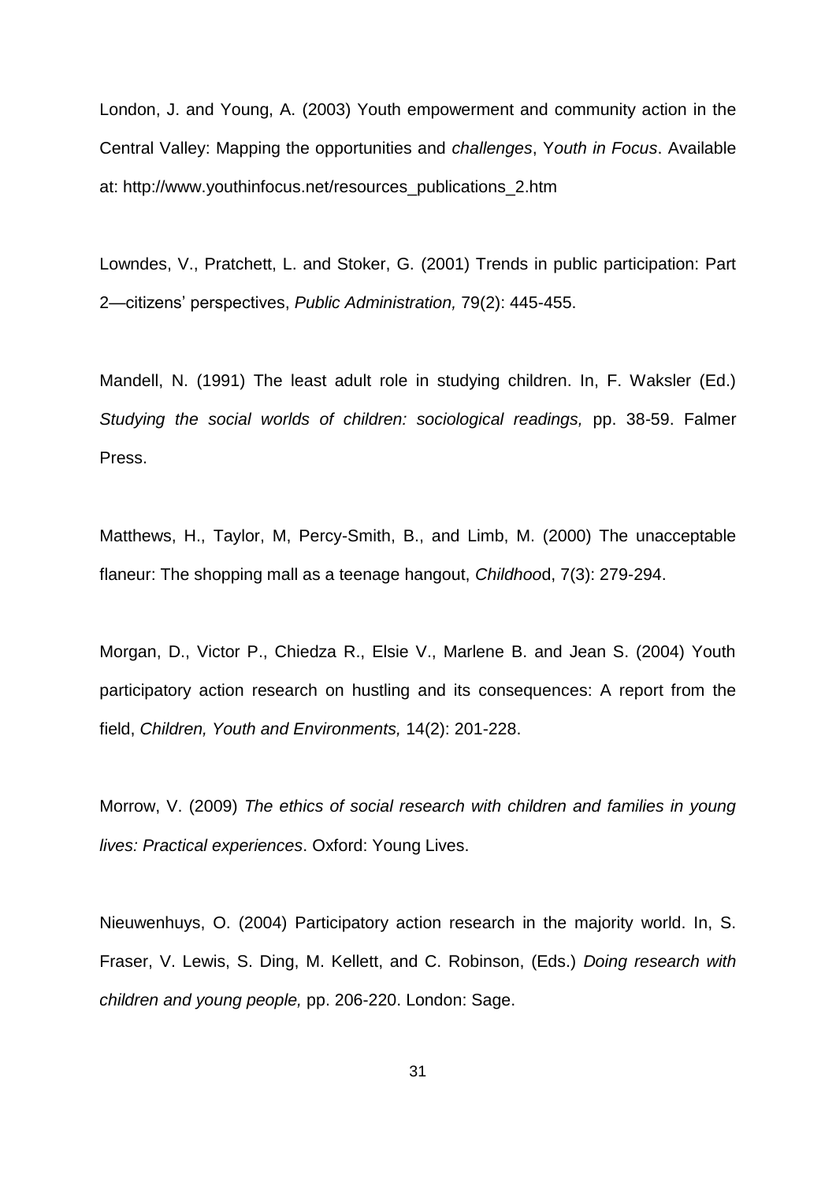London, J. and Young, A. (2003) Youth empowerment and community action in the Central Valley: Mapping the opportunities and *challenges*, Y*outh in Focus*. Available at: http://www.youthinfocus.net/resources_publications_2.htm

Lowndes, V., Pratchett, L. and Stoker, G. (2001) Trends in public participation: Part 2—citizens' perspectives, *Public Administration,* 79(2): 445-455.

Mandell, N. (1991) The least adult role in studying children. In, F. Waksler (Ed.) *Studying the social worlds of children: sociological readings,* pp. 38-59. Falmer Press.

Matthews, H., Taylor, M, Percy-Smith, B., and Limb, M. (2000) The unacceptable flaneur: The shopping mall as a teenage hangout, *Childhoo*d, 7(3): 279-294.

Morgan, D., Victor P., Chiedza R., Elsie V., Marlene B. and Jean S. (2004) Youth participatory action research on hustling and its consequences: A report from the field, *Children, Youth and Environments,* 14(2): 201-228.

Morrow, V. (2009) *The ethics of social research with children and families in young lives: Practical experiences*. Oxford: Young Lives.

Nieuwenhuys, O. (2004) Participatory action research in the majority world. In, S. Fraser, V. Lewis, S. Ding, M. Kellett, and C. Robinson, (Eds.) *Doing research with children and young people,* pp. 206-220. London: Sage.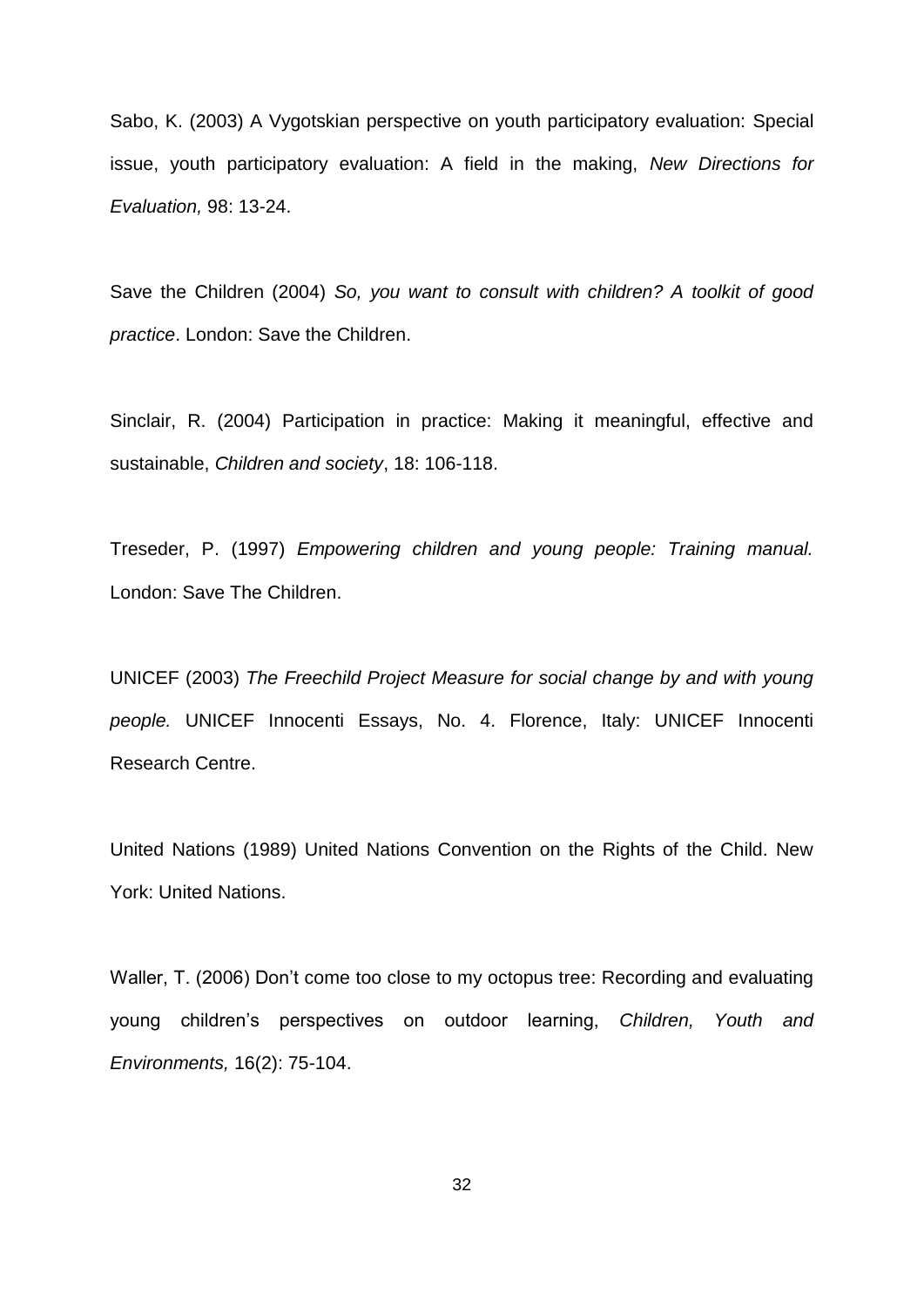Sabo, K. (2003) A Vygotskian perspective on youth participatory evaluation: Special issue, youth participatory evaluation: A field in the making, *New Directions for Evaluation,* 98: 13-24.

Save the Children (2004) *So, you want to consult with children? A toolkit of good practice*. London: Save the Children.

Sinclair, R. (2004) Participation in practice: Making it meaningful, effective and sustainable, *Children and society*, 18: 106-118.

Treseder, P. (1997) *Empowering children and young people: Training manual.* London: Save The Children.

UNICEF (2003) *The Freechild Project Measure for social change by and with young people.* UNICEF Innocenti Essays, No. 4. Florence, Italy: UNICEF Innocenti Research Centre.

United Nations (1989) United Nations Convention on the Rights of the Child. New York: United Nations.

Waller, T. (2006) Don't come too close to my octopus tree: Recording and evaluating young children's perspectives on outdoor learning, *Children, Youth and Environments,* 16(2): 75-104.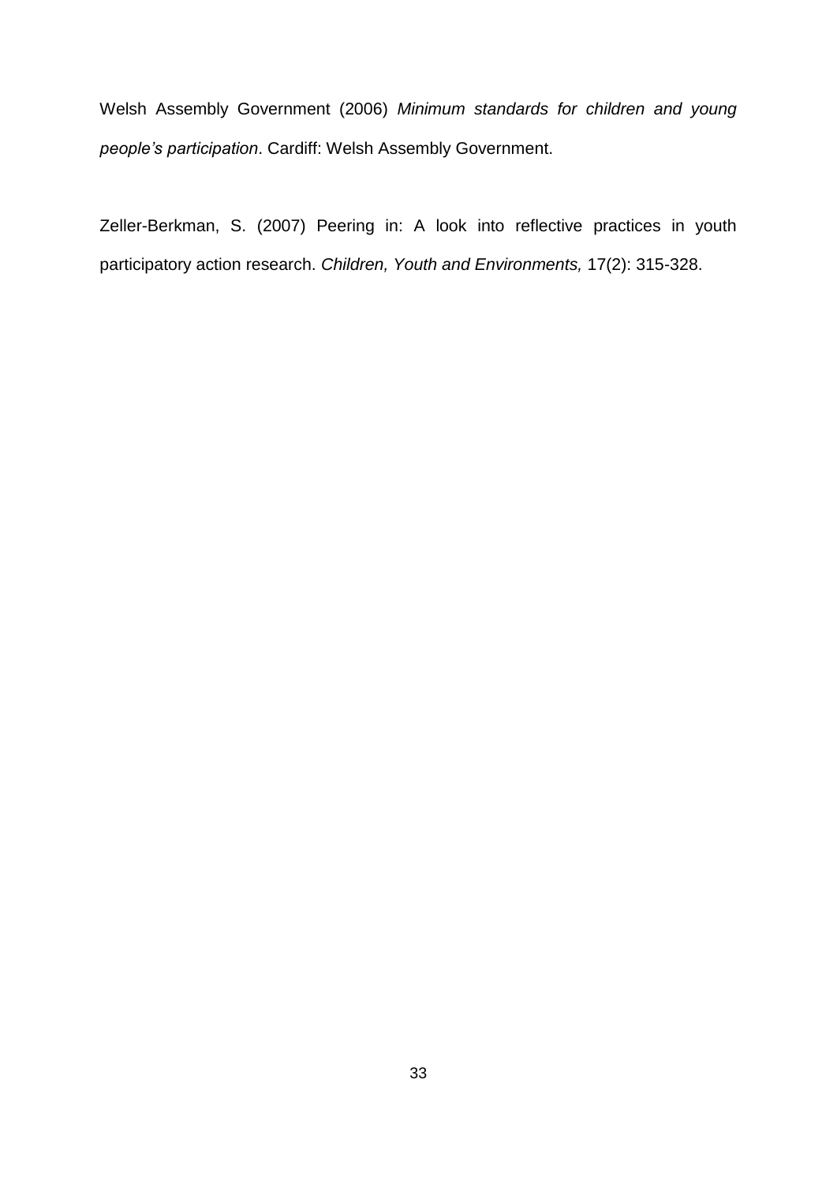Welsh Assembly Government (2006) *Minimum standards for children and young people's participation*. Cardiff: Welsh Assembly Government.

Zeller-Berkman, S. (2007) Peering in: A look into reflective practices in youth participatory action research. *Children, Youth and Environments,* 17(2): 315-328.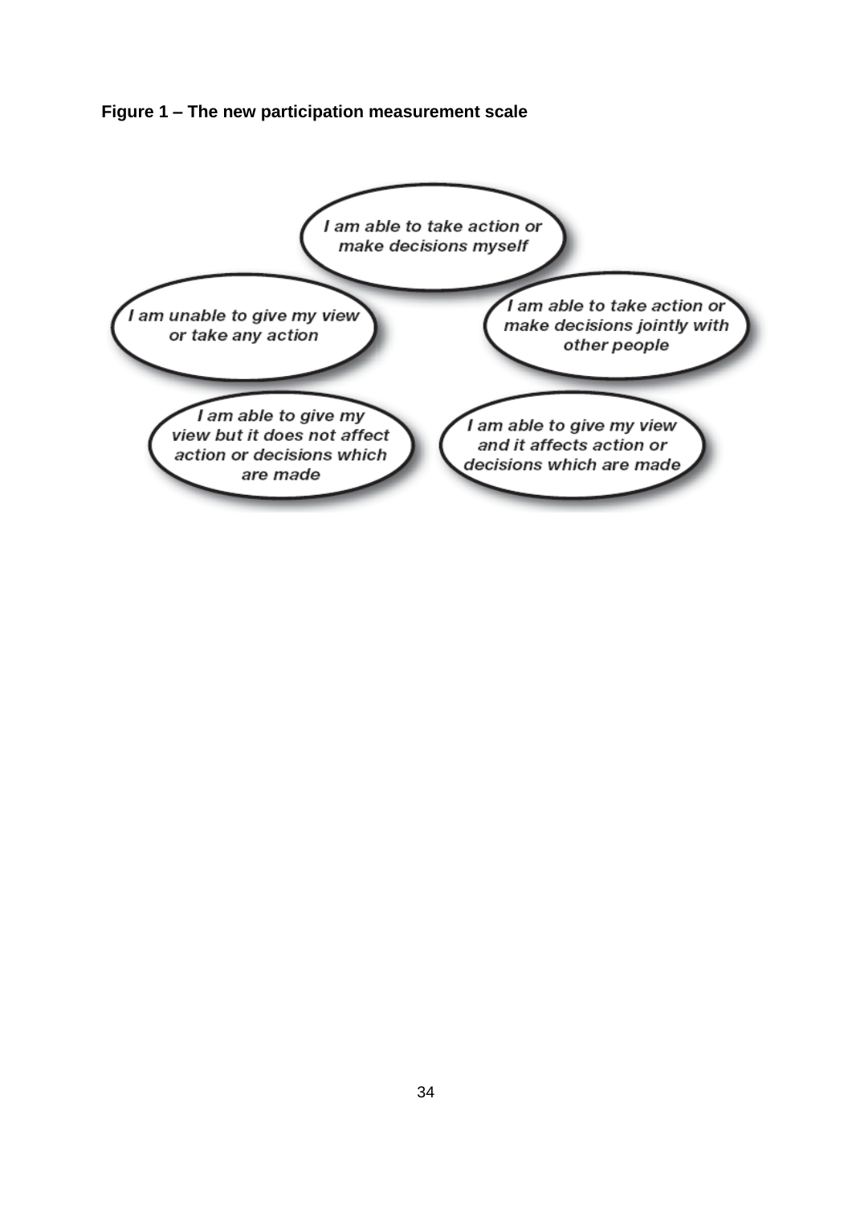**Figure 1 – The new participation measurement scale**

I am able to take action or make decisions myself

I am unable to give my view or take any action

I am able to take action or make decisions jointly with other people

I am able to give my view but it does not affect action or decisions which are made

I am able to give my view and it affects action or decisions which are made